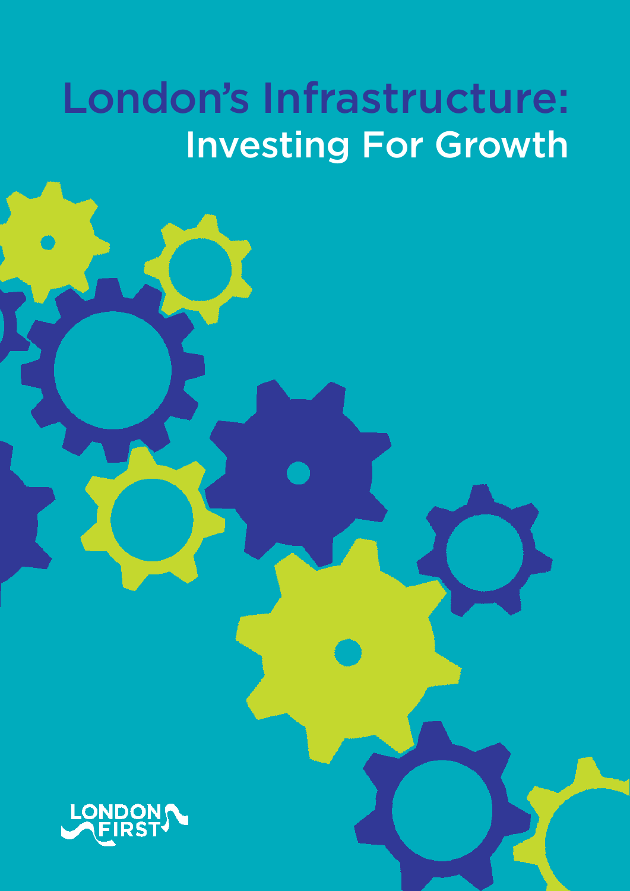# London's Infrastructure: Investing For Growth

LONDON FIRST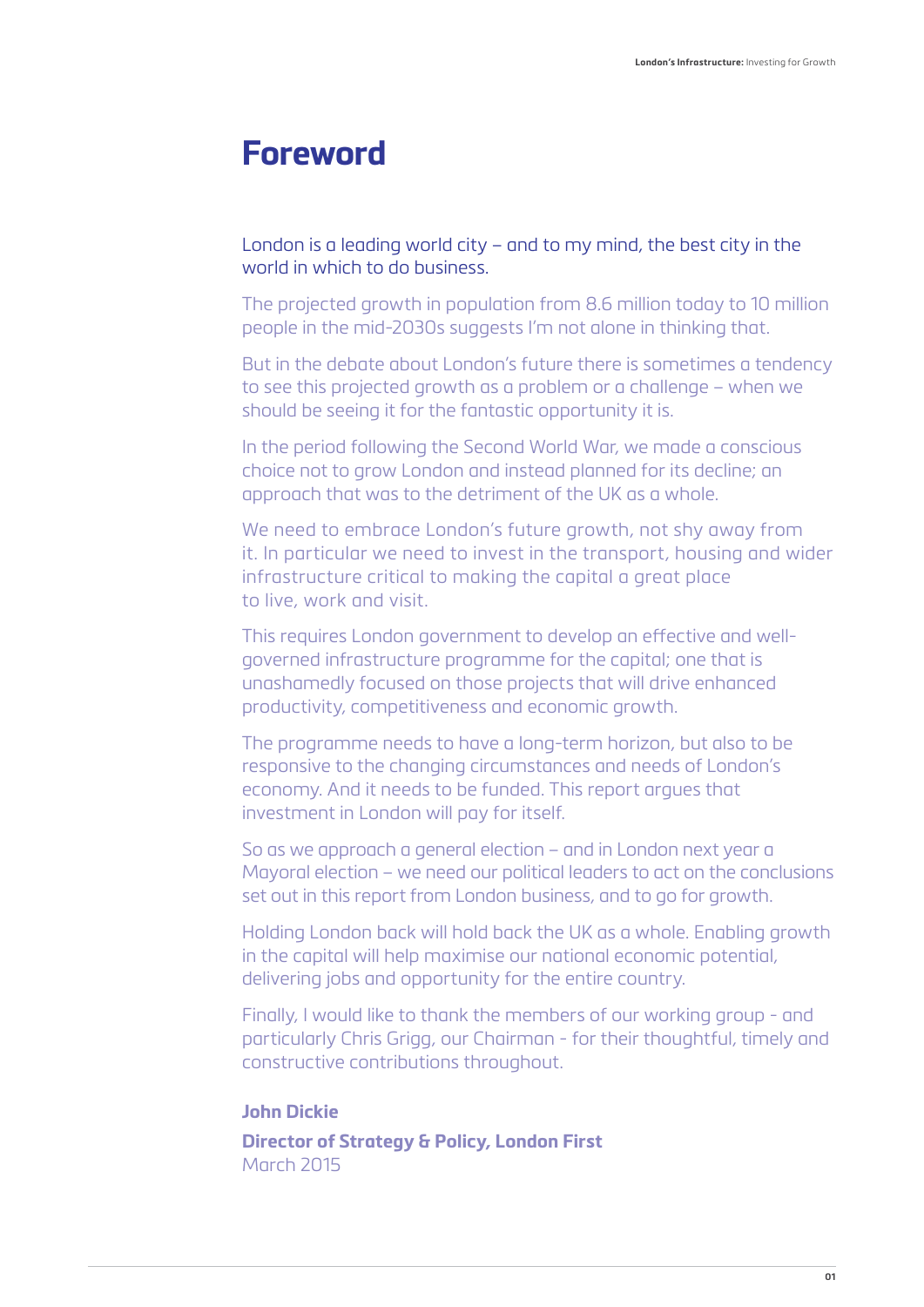# Foreword

London is a leading world city – and to my mind, the best city in the world in which to do business.

The projected growth in population from 8.6 million today to 10 million people in the mid-2030s suggests I'm not alone in thinking that.

But in the debate about London's future there is sometimes a tendency to see this projected growth as a problem or a challenge – when we should be seeing it for the fantastic opportunity it is.

In the period following the Second World War, we made a conscious choice not to grow London and instead planned for its decline; an approach that was to the detriment of the UK as a whole.

We need to embrace London's future growth, not shy away from it. In particular we need to invest in the transport, housing and wider infrastructure critical to making the capital a great place to live, work and visit.

This requires London government to develop an effective and well-governed infrastructure programme for the capital; one that is unashamedly focused on those projects that will drive enhanced productivity, competitiveness and economic growth.

The programme needs to have a long-term horizon, but also to be responsive to the changing circumstances and needs of London's economy. And it needs to be funded. This report argues that investment in London will pay for itself.

So as we approach a general election – and in London next year a Mayoral election – we need our political leaders to act on the conclusions set out in this report from London business, and to go for growth.

Holding London back will hold back the UK as a whole. Enabling growth in the capital will help maximise our national economic potential, delivering jobs and opportunity for the entire country.

Finally, I would like to thank the members of our working group - and particularly Chris Grigg, our Chairman - for their thoughtful, timely and constructive contributions throughout.

**John Dickie**

**Director of Strategy & Policy, London First**
March 2015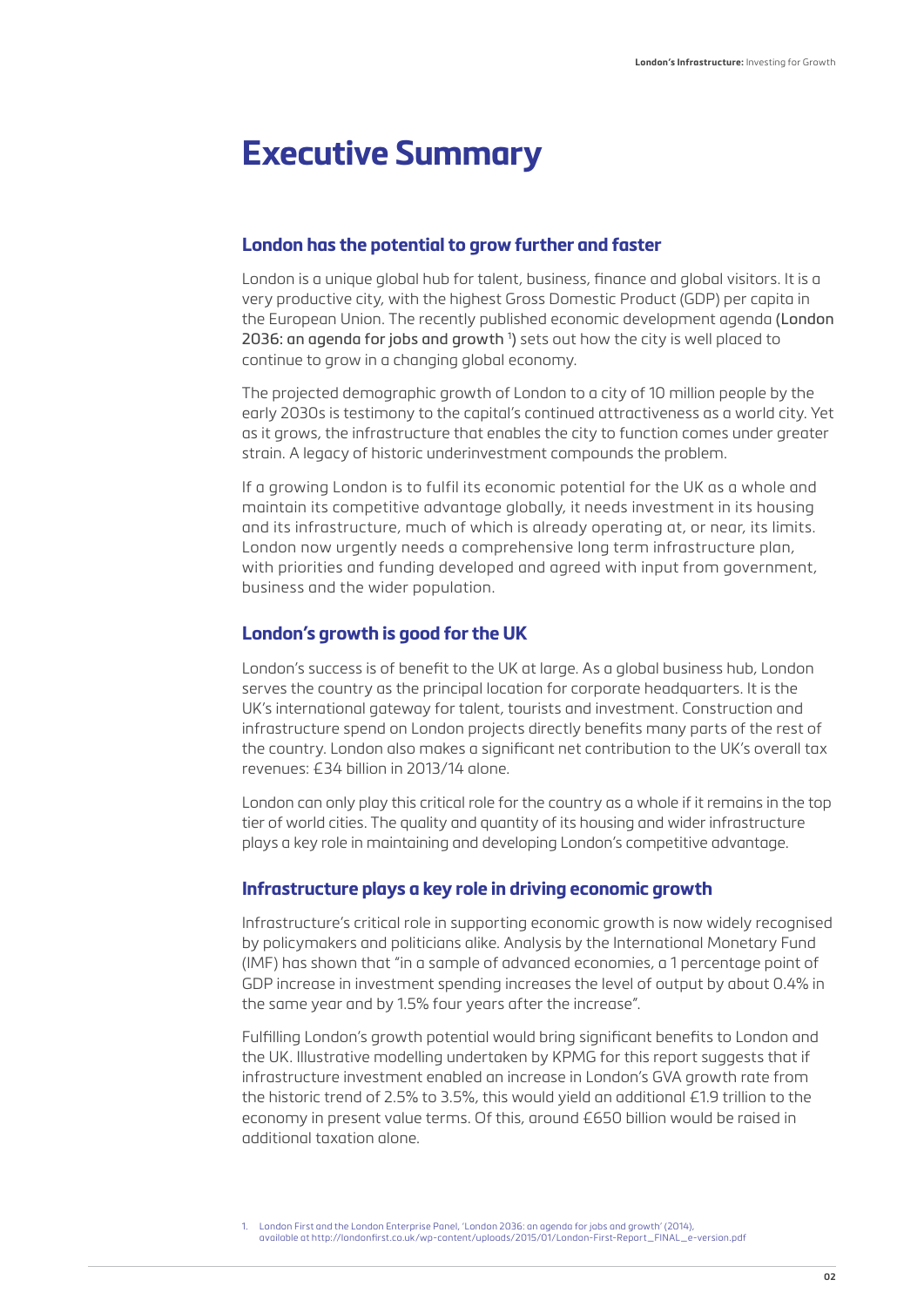# Executive Summary

### London has the potential to grow further and faster

London is a unique global hub for talent, business, finance and global visitors. It is a very productive city, with the highest Gross Domestic Product (GDP) per capita in the European Union. The recently published economic development agenda (London 2036: an agenda for jobs and growth [1]) sets out how the city is well placed to continue to grow in a changing global economy.

The projected demographic growth of London to a city of 10 million people by the early 2030s is testimony to the capital's continued attractiveness as a world city. Yet as it grows, the infrastructure that enables the city to function comes under greater strain. A legacy of historic underinvestment compounds the problem.

If a growing London is to fulfil its economic potential for the UK as a whole and maintain its competitive advantage globally, it needs investment in its housing and its infrastructure, much of which is already operating at, or near, its limits. London now urgently needs a comprehensive long term infrastructure plan, with priorities and funding developed and agreed with input from government, business and the wider population.

### London's growth is good for the UK

London's success is of benefit to the UK at large. As a global business hub, London serves the country as the principal location for corporate headquarters. It is the UK's international gateway for talent, tourists and investment. Construction and infrastructure spend on London projects directly benefits many parts of the rest of the country. London also makes a significant net contribution to the UK's overall tax revenues: £34 billion in 2013/14 alone.

London can only play this critical role for the country as a whole if it remains in the top tier of world cities. The quality and quantity of its housing and wider infrastructure plays a key role in maintaining and developing London's competitive advantage.

### Infrastructure plays a key role in driving economic growth

Infrastructure's critical role in supporting economic growth is now widely recognised by policymakers and politicians alike. Analysis by the International Monetary Fund (IMF) has shown that "in a sample of advanced economies, a 1 percentage point of GDP increase in investment spending increases the level of output by about 0.4% in the same year and by 1.5% four years after the increase".

Fulfilling London's growth potential would bring significant benefits to London and the UK. Illustrative modelling undertaken by KPMG for this report suggests that if infrastructure investment enabled an increase in London's GVA growth rate from the historic trend of 2.5% to 3.5%, this would yield an additional £1.9 trillion to the economy in present value terms. Of this, around £650 billion would be raised in additional taxation alone.

1. London First and the London Enterprise Panel, 'London 2036: an agenda for jobs and growth' (2014), available at http://londonfirst.co.uk/wp-content/uploads/2015/01/London-First-Report_FINAL_e-version.pdf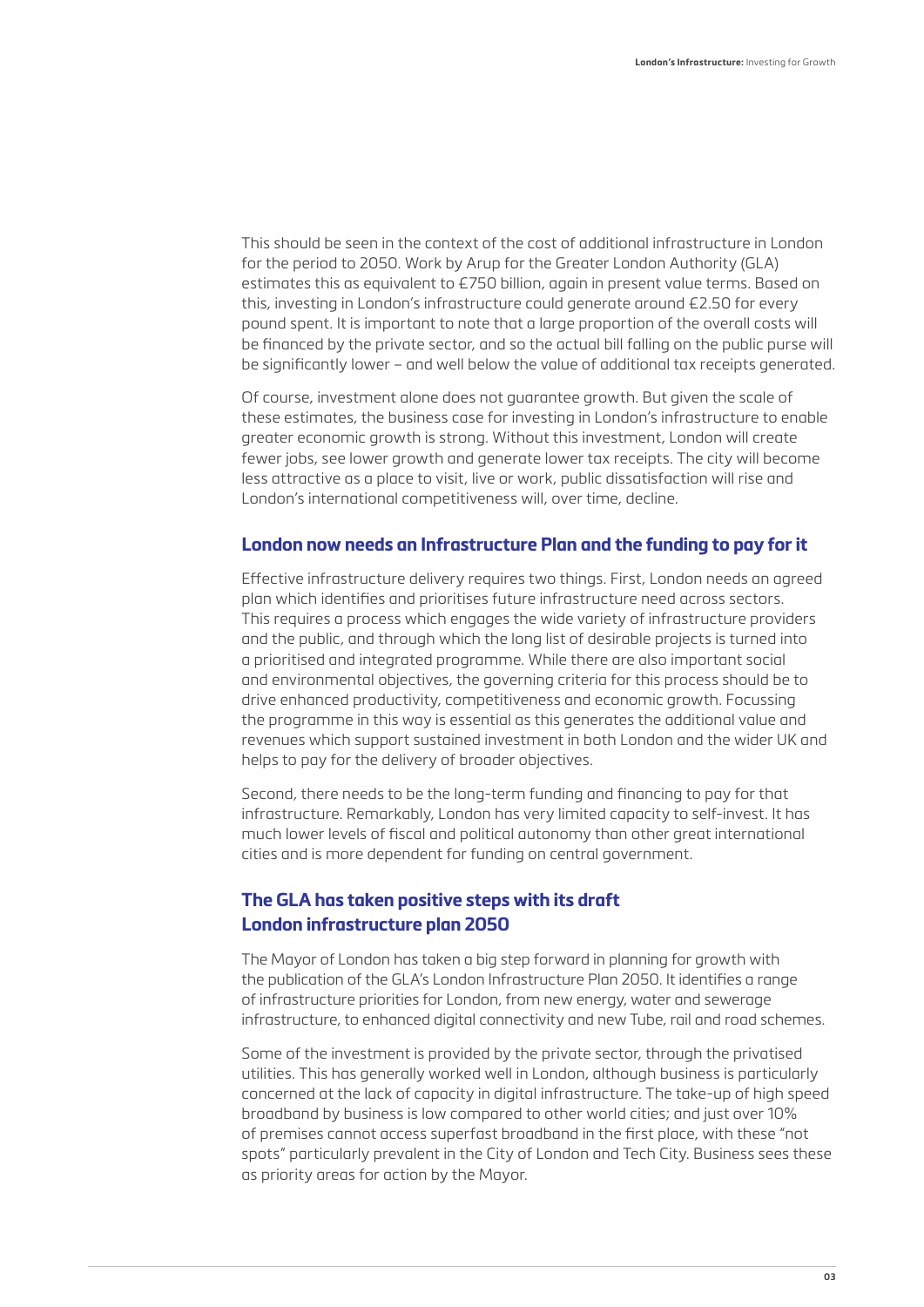This should be seen in the context of the cost of additional infrastructure in London for the period to 2050. Work by Arup for the Greater London Authority (GLA) estimates this as equivalent to £750 billion, again in present value terms. Based on this, investing in London's infrastructure could generate around £2.50 for every pound spent. It is important to note that a large proportion of the overall costs will be financed by the private sector, and so the actual bill falling on the public purse will be significantly lower – and well below the value of additional tax receipts generated.

Of course, investment alone does not guarantee growth. But given the scale of these estimates, the business case for investing in London's infrastructure to enable greater economic growth is strong. Without this investment, London will create fewer jobs, see lower growth and generate lower tax receipts. The city will become less attractive as a place to visit, live or work, public dissatisfaction will rise and London's international competitiveness will, over time, decline.

## London now needs an Infrastructure Plan and the funding to pay for it

Effective infrastructure delivery requires two things. First, London needs an agreed plan which identifies and prioritises future infrastructure need across sectors. This requires a process which engages the wide variety of infrastructure providers and the public, and through which the long list of desirable projects is turned into a prioritised and integrated programme. While there are also important social and environmental objectives, the governing criteria for this process should be to drive enhanced productivity, competitiveness and economic growth. Focussing the programme in this way is essential as this generates the additional value and revenues which support sustained investment in both London and the wider UK and helps to pay for the delivery of broader objectives.

Second, there needs to be the long-term funding and financing to pay for that infrastructure. Remarkably, London has very limited capacity to self-invest. It has much lower levels of fiscal and political autonomy than other great international cities and is more dependent for funding on central government.

## The GLA has taken positive steps with its draft London infrastructure plan 2050

The Mayor of London has taken a big step forward in planning for growth with the publication of the GLA's London Infrastructure Plan 2050. It identifies a range of infrastructure priorities for London, from new energy, water and sewerage infrastructure, to enhanced digital connectivity and new Tube, rail and road schemes.

Some of the investment is provided by the private sector, through the privatised utilities. This has generally worked well in London, although business is particularly concerned at the lack of capacity in digital infrastructure. The take-up of high speed broadband by business is low compared to other world cities; and just over 10% of premises cannot access superfast broadband in the first place, with these "not spots" particularly prevalent in the City of London and Tech City. Business sees these as priority areas for action by the Mayor.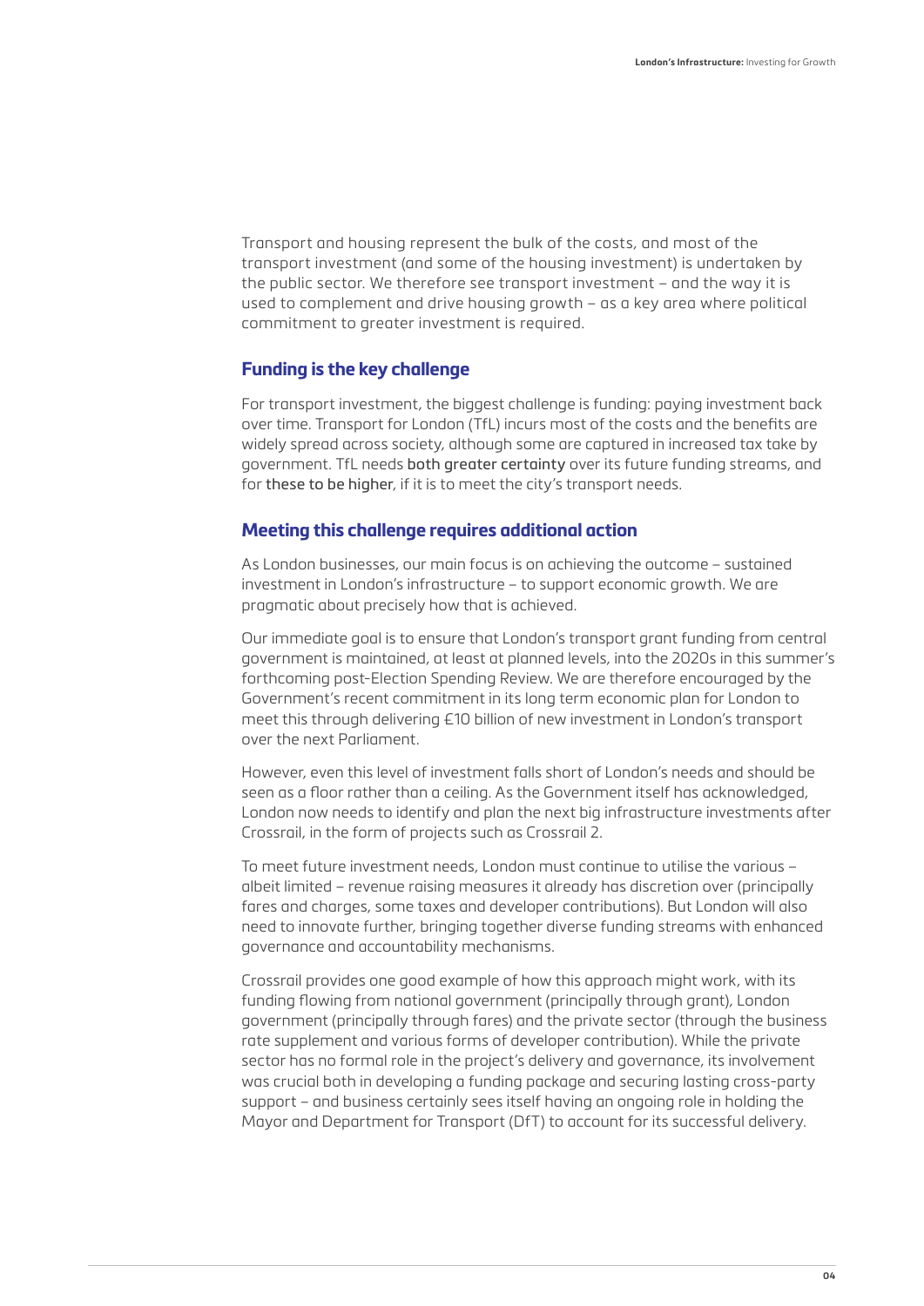Transport and housing represent the bulk of the costs, and most of the transport investment (and some of the housing investment) is undertaken by the public sector. We therefore see transport investment – and the way it is used to complement and drive housing growth – as a key area where political commitment to greater investment is required.

### Funding is the key challenge

For transport investment, the biggest challenge is funding: paying investment back over time. Transport for London (TfL) incurs most of the costs and the benefits are widely spread across society, although some are captured in increased tax take by government. TfL needs both greater certainty over its future funding streams, and for these to be higher, if it is to meet the city's transport needs.

### Meeting this challenge requires additional action

As London businesses, our main focus is on achieving the outcome – sustained investment in London's infrastructure – to support economic growth. We are pragmatic about precisely how that is achieved.

Our immediate goal is to ensure that London's transport grant funding from central government is maintained, at least at planned levels, into the 2020s in this summer's forthcoming post-Election Spending Review. We are therefore encouraged by the Government's recent commitment in its long term economic plan for London to meet this through delivering £10 billion of new investment in London's transport over the next Parliament.

However, even this level of investment falls short of London's needs and should be seen as a floor rather than a ceiling. As the Government itself has acknowledged, London now needs to identify and plan the next big infrastructure investments after Crossrail, in the form of projects such as Crossrail 2.

To meet future investment needs, London must continue to utilise the various – albeit limited – revenue raising measures it already has discretion over (principally fares and charges, some taxes and developer contributions). But London will also need to innovate further, bringing together diverse funding streams with enhanced governance and accountability mechanisms.

Crossrail provides one good example of how this approach might work, with its funding flowing from national government (principally through grant), London government (principally through fares) and the private sector (through the business rate supplement and various forms of developer contribution). While the private sector has no formal role in the project's delivery and governance, its involvement was crucial both in developing a funding package and securing lasting cross-party support – and business certainly sees itself having an ongoing role in holding the Mayor and Department for Transport (DfT) to account for its successful delivery.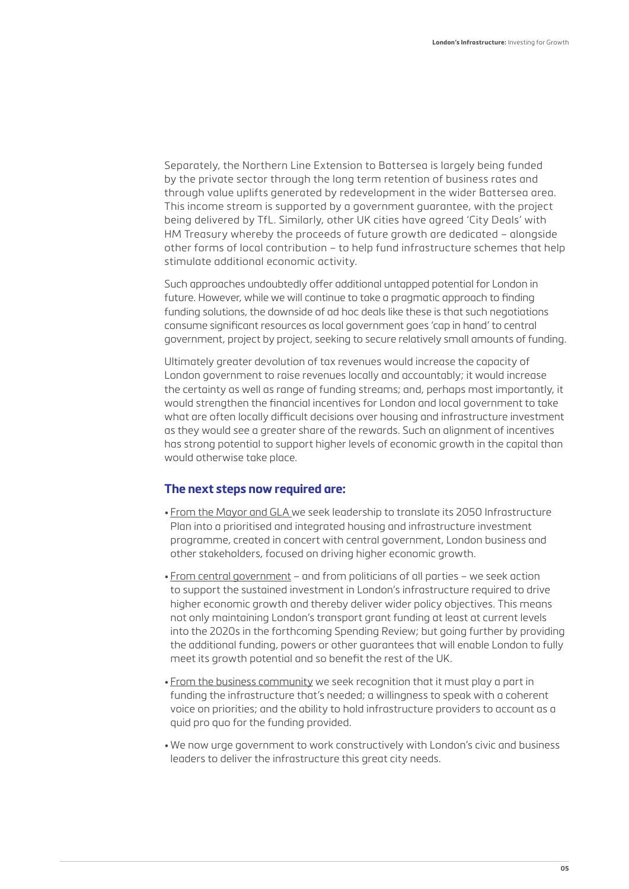Separately, the Northern Line Extension to Battersea is largely being funded by the private sector through the long term retention of business rates and through value uplifts generated by redevelopment in the wider Battersea area. This income stream is supported by a government guarantee, with the project being delivered by TfL. Similarly, other UK cities have agreed 'City Deals' with HM Treasury whereby the proceeds of future growth are dedicated – alongside other forms of local contribution – to help fund infrastructure schemes that help stimulate additional economic activity.

Such approaches undoubtedly offer additional untapped potential for London in future. However, while we will continue to take a pragmatic approach to finding funding solutions, the downside of ad hoc deals like these is that such negotiations consume significant resources as local government goes 'cap in hand' to central government, project by project, seeking to secure relatively small amounts of funding.

Ultimately greater devolution of tax revenues would increase the capacity of London government to raise revenues locally and accountably; it would increase the certainty as well as range of funding streams; and, perhaps most importantly, it would strengthen the financial incentives for London and local government to take what are often locally difficult decisions over housing and infrastructure investment as they would see a greater share of the rewards. Such an alignment of incentives has strong potential to support higher levels of economic growth in the capital than would otherwise take place.

### The next steps now required are:

- From the Mayor and GLA we seek leadership to translate its 2050 Infrastructure Plan into a prioritised and integrated housing and infrastructure investment programme, created in concert with central government, London business and other stakeholders, focused on driving higher economic growth.
- From central government – and from politicians of all parties – we seek action to support the sustained investment in London's infrastructure required to drive higher economic growth and thereby deliver wider policy objectives. This means not only maintaining London's transport grant funding at least at current levels into the 2020s in the forthcoming Spending Review; but going further by providing the additional funding, powers or other guarantees that will enable London to fully meet its growth potential and so benefit the rest of the UK.
- From the business community we seek recognition that it must play a part in funding the infrastructure that's needed; a willingness to speak with a coherent voice on priorities; and the ability to hold infrastructure providers to account as a quid pro quo for the funding provided.
- We now urge government to work constructively with London's civic and business leaders to deliver the infrastructure this great city needs.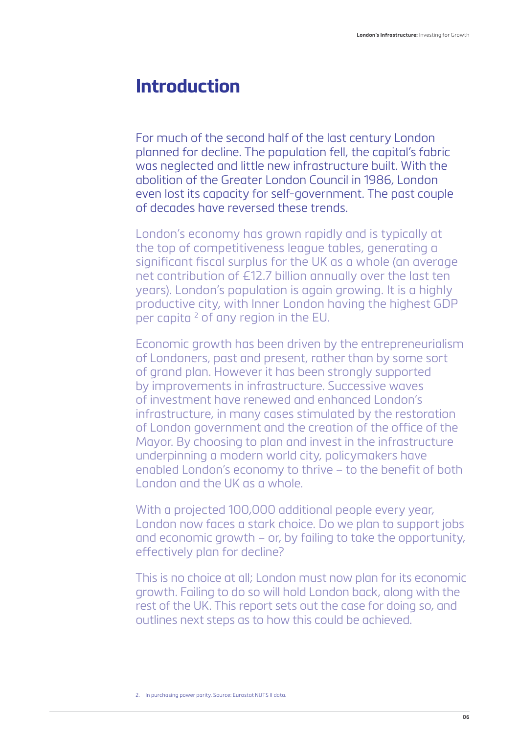# Introduction

For much of the second half of the last century London planned for decline. The population fell, the capital's fabric was neglected and little new infrastructure built. With the abolition of the Greater London Council in 1986, London even lost its capacity for self-government. The past couple of decades have reversed these trends.

London's economy has grown rapidly and is typically at the top of competitiveness league tables, generating a significant fiscal surplus for the UK as a whole (an average net contribution of £12.7 billion annually over the last ten years). London's population is again growing. It is a highly productive city, with Inner London having the highest GDP per capita [2] of any region in the EU.

Economic growth has been driven by the entrepreneurialism of Londoners, past and present, rather than by some sort of grand plan. However it has been strongly supported by improvements in infrastructure. Successive waves of investment have renewed and enhanced London's infrastructure, in many cases stimulated by the restoration of London government and the creation of the office of the Mayor. By choosing to plan and invest in the infrastructure underpinning a modern world city, policymakers have enabled London's economy to thrive – to the benefit of both London and the UK as a whole.

With a projected 100,000 additional people every year, London now faces a stark choice. Do we plan to support jobs and economic growth – or, by failing to take the opportunity, effectively plan for decline?

This is no choice at all; London must now plan for its economic growth. Failing to do so will hold London back, along with the rest of the UK. This report sets out the case for doing so, and outlines next steps as to how this could be achieved.

2. In purchasing power parity. Source: Eurostat NUTS II data.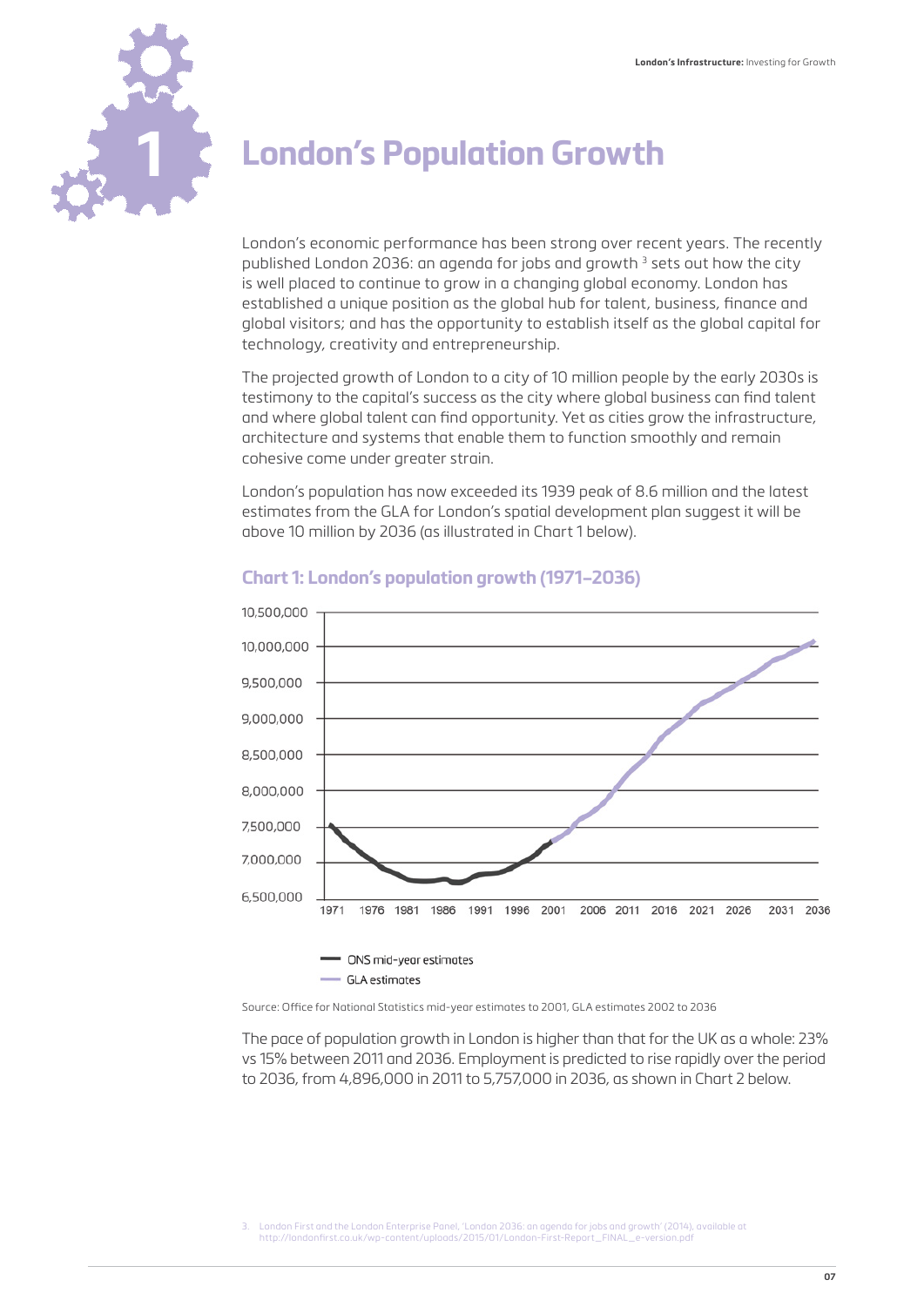# 1 London's Population Growth

London's economic performance has been strong over recent years. The recently published London 2036: an agenda for jobs and growth [3] sets out how the city is well placed to continue to grow in a changing global economy. London has established a unique position as the global hub for talent, business, finance and global visitors; and has the opportunity to establish itself as the global capital for technology, creativity and entrepreneurship.

The projected growth of London to a city of 10 million people by the early 2030s is testimony to the capital's success as the city where global business can find talent and where global talent can find opportunity. Yet as cities grow the infrastructure, architecture and systems that enable them to function smoothly and remain cohesive come under greater strain.

London's population has now exceeded its 1939 peak of 8.6 million and the latest estimates from the GLA for London's spatial development plan suggest it will be above 10 million by 2036 (as illustrated in Chart 1 below).

### Chart 1: London's population growth (1971–2036)

Source: Office for National Statistics mid-year estimates to 2001, GLA estimates 2002 to 2036

The pace of population growth in London is higher than that for the UK as a whole: 23% vs 15% between 2011 and 2036. Employment is predicted to rise rapidly over the period to 2036, from 4,896,000 in 2011 to 5,757,000 in 2036, as shown in Chart 2 below.

3. London First and the London Enterprise Panel, 'London 2036: an agenda for jobs and growth' (2014), available at http://londonfirst.co.uk/wp-content/uploads/2015/01/London-First-Report_FINAL_e-version.pdf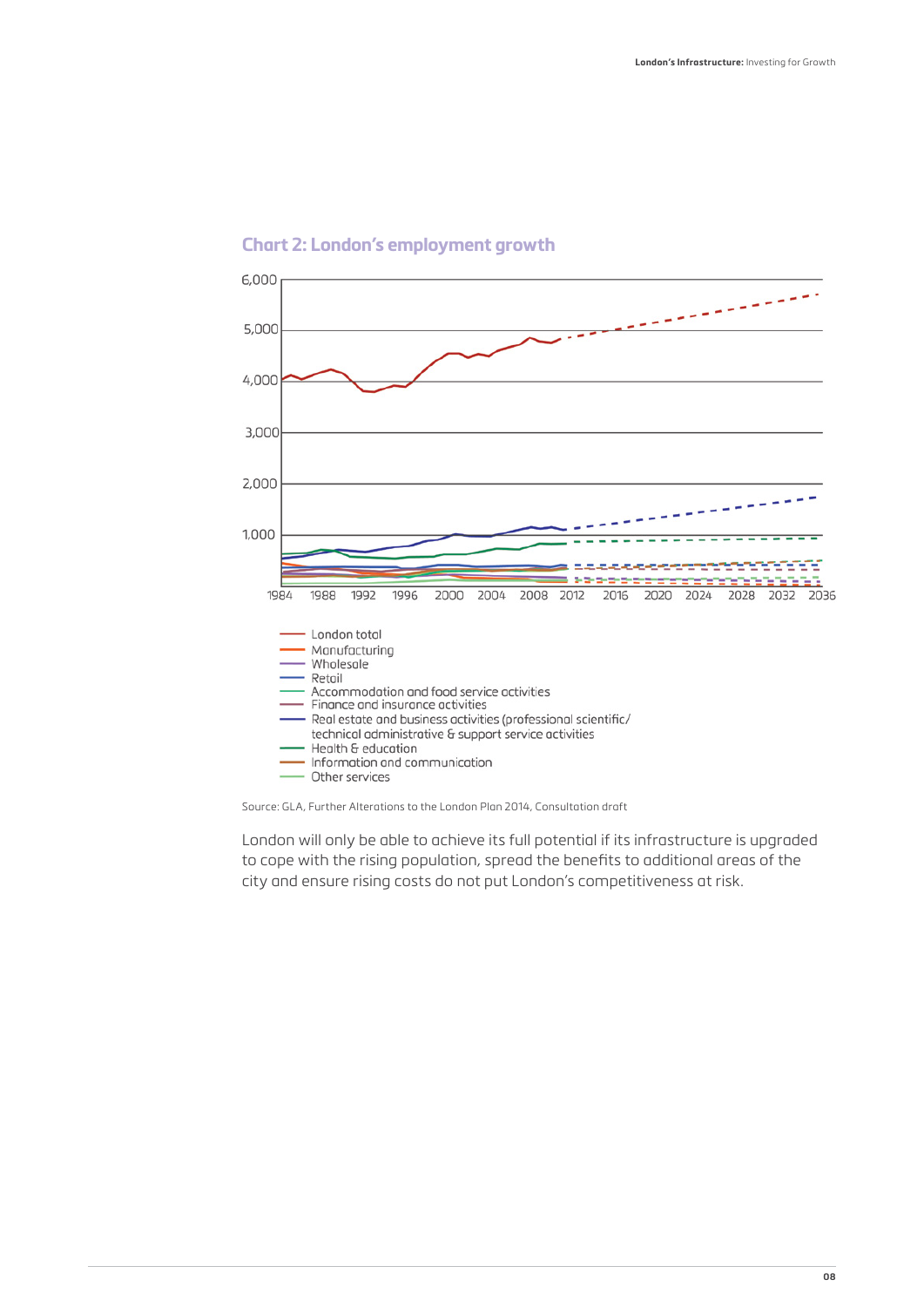## Chart 2: London's employment growth

- London total
- Manufacturing
- Wholesale
- Retail
- Accommodation and food service activities
- Finance and insurance activities
- Real estate and business activities (professional scientific/ technical administrative & support service activities
- Health & education
- Information and communication
- Other services

Source: GLA, Further Alterations to the London Plan 2014, Consultation draft

London will only be able to achieve its full potential if its infrastructure is upgraded to cope with the rising population, spread the benefits to additional areas of the city and ensure rising costs do not put London's competitiveness at risk.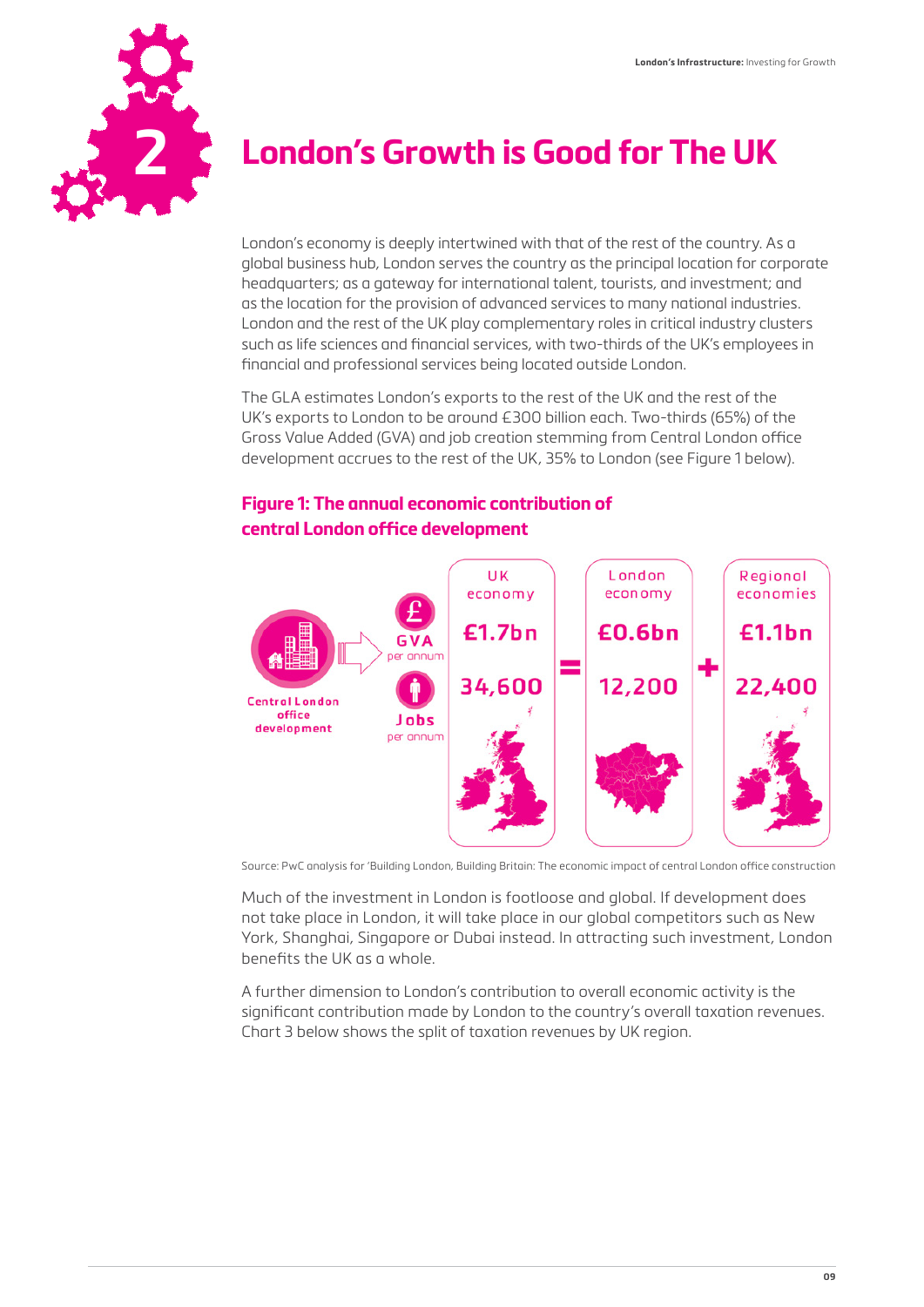# 2 London's Growth is Good for The UK

London's economy is deeply intertwined with that of the rest of the country. As a global business hub, London serves the country as the principal location for corporate headquarters; as a gateway for international talent, tourists, and investment; and as the location for the provision of advanced services to many national industries. London and the rest of the UK play complementary roles in critical industry clusters such as life sciences and financial services, with two-thirds of the UK's employees in financial and professional services being located outside London.

The GLA estimates London's exports to the rest of the UK and the rest of the UK's exports to London to be around £300 billion each. Two-thirds (65%) of the Gross Value Added (GVA) and job creation stemming from Central London office development accrues to the rest of the UK, 35% to London (see Figure 1 below).

## Figure 1: The annual economic contribution of central London office development

Central London office development

| | UK economy | | London economy | | Regional economies |
|---|---|---|---|---|---|
| GVA per annum | £1.7bn | = | £0.6bn | + | £1.1bn |
| Jobs per annum | 34,600 | = | 12,200 | + | 22,400 |

Source: PwC analysis for 'Building London, Building Britain: The economic impact of central London office construction

Much of the investment in London is footloose and global. If development does not take place in London, it will take place in our global competitors such as New York, Shanghai, Singapore or Dubai instead. In attracting such investment, London benefits the UK as a whole.

A further dimension to London's contribution to overall economic activity is the significant contribution made by London to the country's overall taxation revenues. Chart 3 below shows the split of taxation revenues by UK region.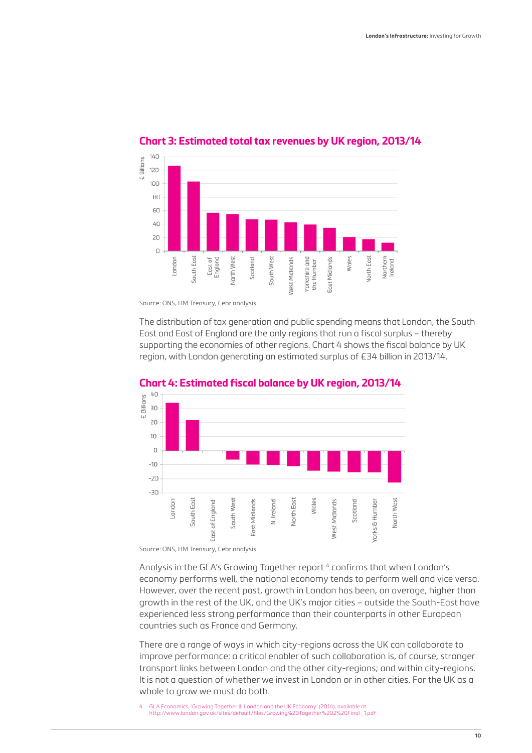### Chart 3: Estimated total tax revenues by UK region, 2013/14

Source: ONS, HM Treasury, Cebr analysis

The distribution of tax generation and public spending means that London, the South East and East of England are the only regions that run a fiscal surplus – thereby supporting the economies of other regions. Chart 4 shows the fiscal balance by UK region, with London generating an estimated surplus of £34 billion in 2013/14.

### Chart 4: Estimated fiscal balance by UK region, 2013/14

Source: ONS, HM Treasury, Cebr analysis

Analysis in the GLA's Growing Together report [4] confirms that when London's economy performs well, the national economy tends to perform well and vice versa. However, over the recent past, growth in London has been, on average, higher than growth in the rest of the UK, and the UK's major cities – outside the South-East have experienced less strong performance than their counterparts in other European countries such as France and Germany.

There are a range of ways in which city-regions across the UK can collaborate to improve performance: a critical enabler of such collaboration is, of course, stronger transport links between London and the other city-regions; and within city-regions. It is not a question of whether we invest in London or in other cities. For the UK as a whole to grow we must do both.

4. GLA Economics, 'Growing Together II: London and the UK Economy' (2014), available at http://www.london.gov.uk/sites/default/files/Growing%20Together%202%20Final_1.pdf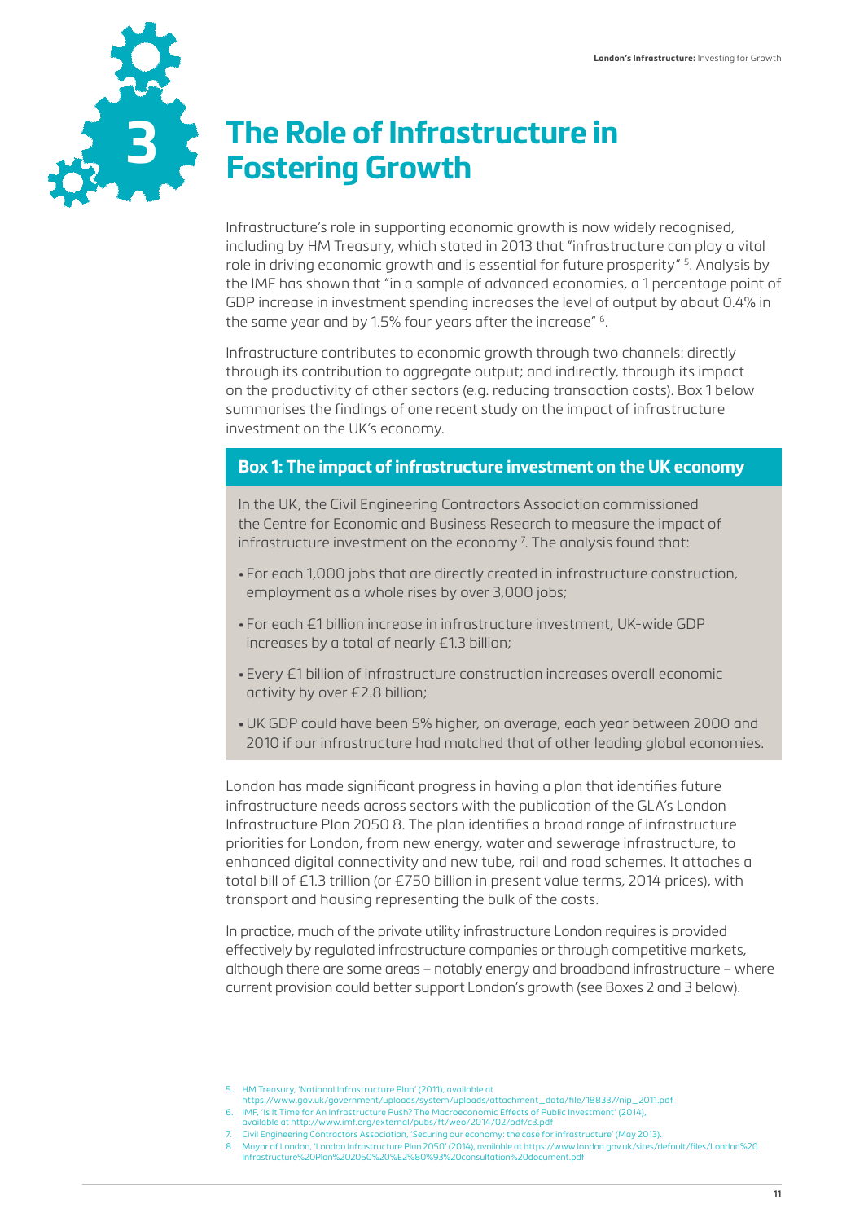# 3 The Role of Infrastructure in Fostering Growth

Infrastructure's role in supporting economic growth is now widely recognised, including by HM Treasury, which stated in 2013 that "infrastructure can play a vital role in driving economic growth and is essential for future prosperity" [5]. Analysis by the IMF has shown that "in a sample of advanced economies, a 1 percentage point of GDP increase in investment spending increases the level of output by about 0.4% in the same year and by 1.5% four years after the increase" [6].

Infrastructure contributes to economic growth through two channels: directly through its contribution to aggregate output; and indirectly, through its impact on the productivity of other sectors (e.g. reducing transaction costs). Box 1 below summarises the findings of one recent study on the impact of infrastructure investment on the UK's economy.

### Box 1: The impact of infrastructure investment on the UK economy

In the UK, the Civil Engineering Contractors Association commissioned the Centre for Economic and Business Research to measure the impact of infrastructure investment on the economy [7]. The analysis found that:

- For each 1,000 jobs that are directly created in infrastructure construction, employment as a whole rises by over 3,000 jobs;
- For each £1 billion increase in infrastructure investment, UK-wide GDP increases by a total of nearly £1.3 billion;
- Every £1 billion of infrastructure construction increases overall economic activity by over £2.8 billion;
- UK GDP could have been 5% higher, on average, each year between 2000 and 2010 if our infrastructure had matched that of other leading global economies.

London has made significant progress in having a plan that identifies future infrastructure needs across sectors with the publication of the GLA's London Infrastructure Plan 2050 8. The plan identifies a broad range of infrastructure priorities for London, from new energy, water and sewerage infrastructure, to enhanced digital connectivity and new tube, rail and road schemes. It attaches a total bill of £1.3 trillion (or £750 billion in present value terms, 2014 prices), with transport and housing representing the bulk of the costs.

In practice, much of the private utility infrastructure London requires is provided effectively by regulated infrastructure companies or through competitive markets, although there are some areas – notably energy and broadband infrastructure – where current provision could better support London's growth (see Boxes 2 and 3 below).

---

5. HM Treasury, 'National Infrastructure Plan' (2011), available at https://www.gov.uk/government/uploads/system/uploads/attachment_data/file/188337/nip_2011.pdf
6. IMF, 'Is It Time for An Infrastructure Push? The Macroeconomic Effects of Public Investment' (2014), available at http://www.imf.org/external/pubs/ft/weo/2014/02/pdf/c3.pdf
7. Civil Engineering Contractors Association, 'Securing our economy: the case for infrastructure' (May 2013).
8. Mayor of London, 'London Infrastructure Plan 2050' (2014), available at https://www.london.gov.uk/sites/default/files/London%20Infrastructure%20Plan%202050%20%E2%80%93%20consultation%20document.pdf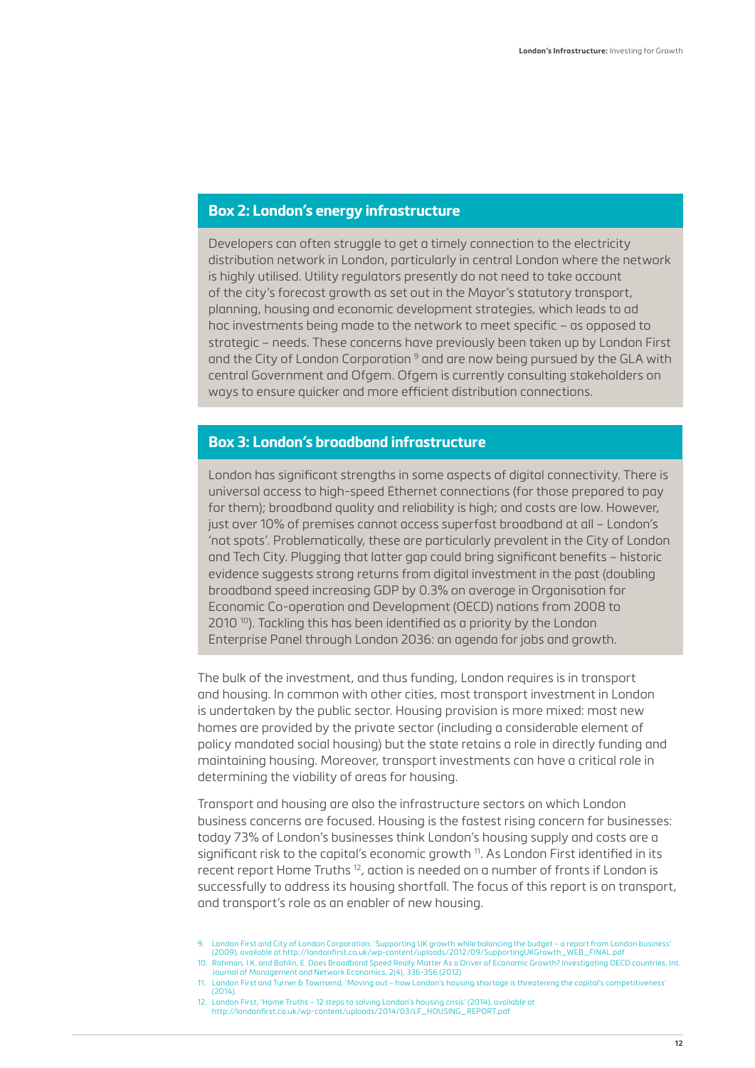### Box 2: London's energy infrastructure

Developers can often struggle to get a timely connection to the electricity distribution network in London, particularly in central London where the network is highly utilised. Utility regulators presently do not need to take account of the city's forecast growth as set out in the Mayor's statutory transport, planning, housing and economic development strategies, which leads to ad hoc investments being made to the network to meet specific – as opposed to strategic – needs. These concerns have previously been taken up by London First and the City of London Corporation [9] and are now being pursued by the GLA with central Government and Ofgem. Ofgem is currently consulting stakeholders on ways to ensure quicker and more efficient distribution connections.

### Box 3: London's broadband infrastructure

London has significant strengths in some aspects of digital connectivity. There is universal access to high-speed Ethernet connections (for those prepared to pay for them); broadband quality and reliability is high; and costs are low. However, just over 10% of premises cannot access superfast broadband at all – London's 'not spots'. Problematically, these are particularly prevalent in the City of London and Tech City. Plugging that latter gap could bring significant benefits – historic evidence suggests strong returns from digital investment in the past (doubling broadband speed increasing GDP by 0.3% on average in Organisation for Economic Co-operation and Development (OECD) nations from 2008 to 2010 [10]). Tackling this has been identified as a priority by the London Enterprise Panel through London 2036: an agenda for jobs and growth.

The bulk of the investment, and thus funding, London requires is in transport and housing. In common with other cities, most transport investment in London is undertaken by the public sector. Housing provision is more mixed: most new homes are provided by the private sector (including a considerable element of policy mandated social housing) but the state retains a role in directly funding and maintaining housing. Moreover, transport investments can have a critical role in determining the viability of areas for housing.

Transport and housing are also the infrastructure sectors on which London business concerns are focused. Housing is the fastest rising concern for businesses: today 73% of London's businesses think London's housing supply and costs are a significant risk to the capital's economic growth [11]. As London First identified in its recent report Home Truths [12], action is needed on a number of fronts if London is successfully to address its housing shortfall. The focus of this report is on transport, and transport's role as an enabler of new housing.

9. London First and City of London Corporation, 'Supporting UK growth while balancing the budget – a report from London business' (2009), available at http://londonfirst.co.uk/wp-content/uploads/2012/09/SupportingUKGrowth_WEB_FINAL.pdf
10. Rohman, I.K. and Bohlin, E. Does Broadband Speed Really Matter As a Driver of Economic Growth? Investigating OECD countries, Int. Journal of Management and Network Economics, 2(4), 336-356 (2012)
11. London First and Turner & Townsend, 'Moving out – how London's housing shortage is threatening the capital's competitiveness' (2014).
12. London First, 'Home Truths – 12 steps to solving London's housing crisis' (2014), available at http://londonfirst.co.uk/wp-content/uploads/2014/03/LF_HOUSING_REPORT.pdf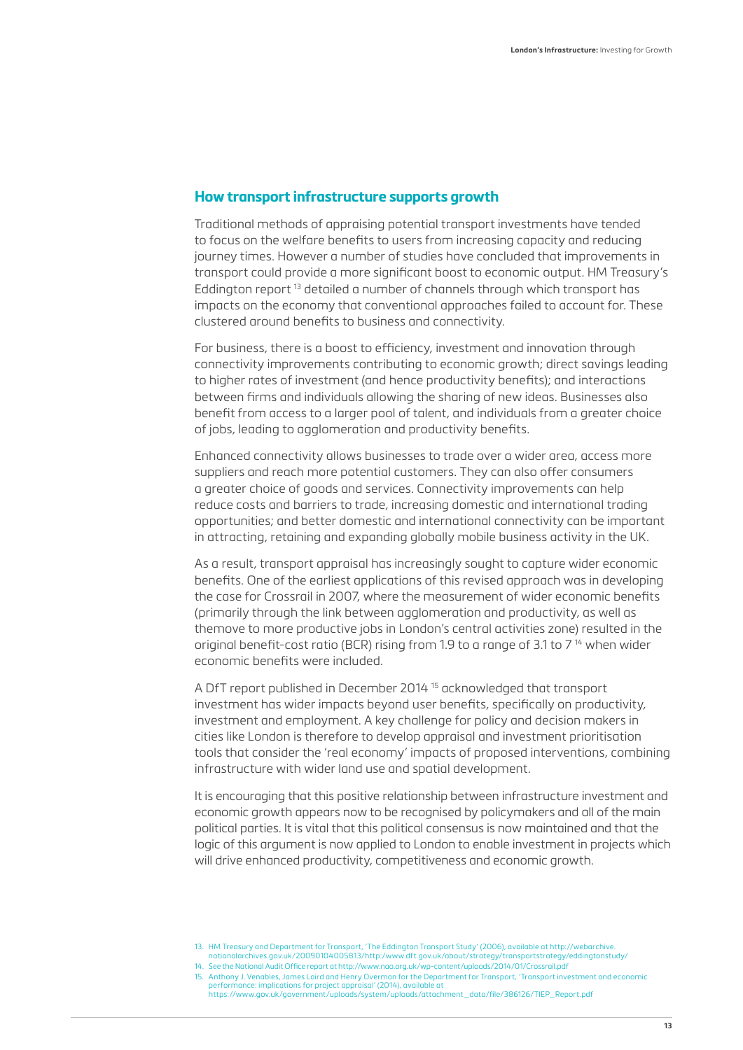## How transport infrastructure supports growth

Traditional methods of appraising potential transport investments have tended to focus on the welfare benefits to users from increasing capacity and reducing journey times. However a number of studies have concluded that improvements in transport could provide a more significant boost to economic output. HM Treasury's Eddington report [13] detailed a number of channels through which transport has impacts on the economy that conventional approaches failed to account for. These clustered around benefits to business and connectivity.

For business, there is a boost to efficiency, investment and innovation through connectivity improvements contributing to economic growth; direct savings leading to higher rates of investment (and hence productivity benefits); and interactions between firms and individuals allowing the sharing of new ideas. Businesses also benefit from access to a larger pool of talent, and individuals from a greater choice of jobs, leading to agglomeration and productivity benefits.

Enhanced connectivity allows businesses to trade over a wider area, access more suppliers and reach more potential customers. They can also offer consumers a greater choice of goods and services. Connectivity improvements can help reduce costs and barriers to trade, increasing domestic and international trading opportunities; and better domestic and international connectivity can be important in attracting, retaining and expanding globally mobile business activity in the UK.

As a result, transport appraisal has increasingly sought to capture wider economic benefits. One of the earliest applications of this revised approach was in developing the case for Crossrail in 2007, where the measurement of wider economic benefits (primarily through the link between agglomeration and productivity, as well as themove to more productive jobs in London's central activities zone) resulted in the original benefit-cost ratio (BCR) rising from 1.9 to a range of 3.1 to 7 [14] when wider economic benefits were included.

A DfT report published in December 2014 [15] acknowledged that transport investment has wider impacts beyond user benefits, specifically on productivity, investment and employment. A key challenge for policy and decision makers in cities like London is therefore to develop appraisal and investment prioritisation tools that consider the 'real economy' impacts of proposed interventions, combining infrastructure with wider land use and spatial development.

It is encouraging that this positive relationship between infrastructure investment and economic growth appears now to be recognised by policymakers and all of the main political parties. It is vital that this political consensus is now maintained and that the logic of this argument is now applied to London to enable investment in projects which will drive enhanced productivity, competitiveness and economic growth.

13. HM Treasury and Department for Transport, 'The Eddington Transport Study' (2006), available at http://webarchive.nationalarchives.gov.uk/20090104005813/http:/www.dft.gov.uk/about/strategy/transportstrategy/eddingtonstudy/
14. See the National Audit Office report at http://www.nao.org.uk/wp-content/uploads/2014/01/Crossrail.pdf
15. Anthony J. Venables, James Laird and Henry Overman for the Department for Transport, 'Transport investment and economic performance: implications for project appraisal' (2014), available at https://www.gov.uk/government/uploads/system/uploads/attachment_data/file/386126/TIEP_Report.pdf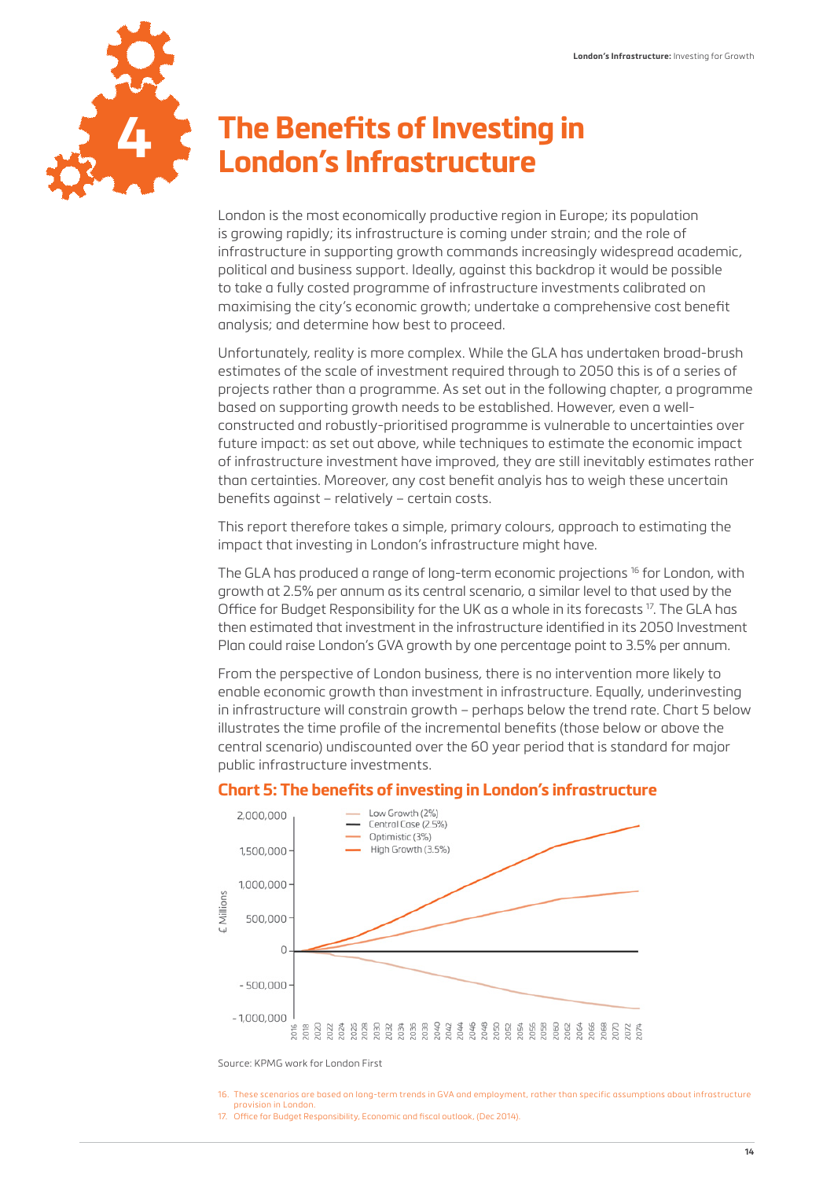# 4 The Benefits of Investing in London's Infrastructure

London is the most economically productive region in Europe; its population is growing rapidly; its infrastructure is coming under strain; and the role of infrastructure in supporting growth commands increasingly widespread academic, political and business support. Ideally, against this backdrop it would be possible to take a fully costed programme of infrastructure investments calibrated on maximising the city's economic growth; undertake a comprehensive cost benefit analysis; and determine how best to proceed.

Unfortunately, reality is more complex. While the GLA has undertaken broad-brush estimates of the scale of investment required through to 2050 this is of a series of projects rather than a programme. As set out in the following chapter, a programme based on supporting growth needs to be established. However, even a well-constructed and robustly-prioritised programme is vulnerable to uncertainties over future impact: as set out above, while techniques to estimate the economic impact of infrastructure investment have improved, they are still inevitably estimates rather than certainties. Moreover, any cost benefit analyis has to weigh these uncertain benefits against – relatively – certain costs.

This report therefore takes a simple, primary colours, approach to estimating the impact that investing in London's infrastructure might have.

The GLA has produced a range of long-term economic projections [16] for London, with growth at 2.5% per annum as its central scenario, a similar level to that used by the Office for Budget Responsibility for the UK as a whole in its forecasts [17]. The GLA has then estimated that investment in the infrastructure identified in its 2050 Investment Plan could raise London's GVA growth by one percentage point to 3.5% per annum.

From the perspective of London business, there is no intervention more likely to enable economic growth than investment in infrastructure. Equally, underinvesting in infrastructure will constrain growth – perhaps below the trend rate. Chart 5 below illustrates the time profile of the incremental benefits (those below or above the central scenario) undiscounted over the 60 year period that is standard for major public infrastructure investments.

### Chart 5: The benefits of investing in London's infrastructure

Source: KPMG work for London First

16. These scenarios are based on long-term trends in GVA and employment, rather than specific assumptions about infrastructure provision in London.
17. Office for Budget Responsibility, Economic and fiscal outlook, (Dec 2014).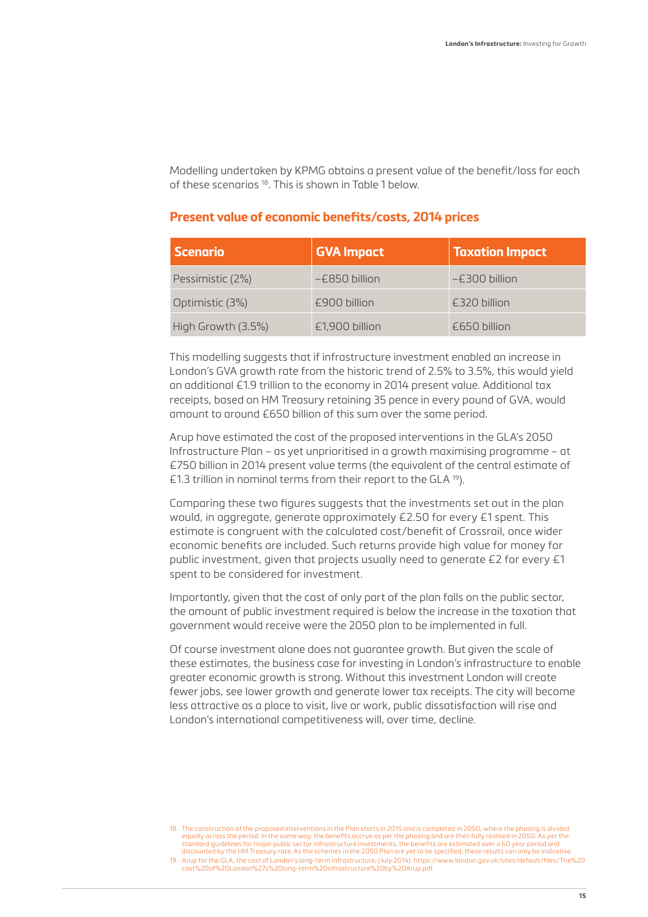Modelling undertaken by KPMG obtains a present value of the benefit/loss for each of these scenarios [18]. This is shown in Table 1 below.

### Present value of economic benefits/costs, 2014 prices

| Scenario | GVA Impact | Taxation Impact |
|---|---|---|
| Pessimistic (2%) | –£850 billion | –£300 billion |
| Optimistic (3%) | £900 billion | £320 billion |
| High Growth (3.5%) | £1,900 billion | £650 billion |

This modelling suggests that if infrastructure investment enabled an increase in London's GVA growth rate from the historic trend of 2.5% to 3.5%, this would yield an additional £1.9 trillion to the economy in 2014 present value. Additional tax receipts, based on HM Treasury retaining 35 pence in every pound of GVA, would amount to around £650 billion of this sum over the same period.

Arup have estimated the cost of the proposed interventions in the GLA's 2050 Infrastructure Plan – as yet unprioritised in a growth maximising programme – at £750 billion in 2014 present value terms (the equivalent of the central estimate of £1.3 trillion in nominal terms from their report to the GLA [19]).

Comparing these two figures suggests that the investments set out in the plan would, in aggregate, generate approximately £2.50 for every £1 spent. This estimate is congruent with the calculated cost/benefit of Crossrail, once wider economic benefits are included. Such returns provide high value for money for public investment, given that projects usually need to generate £2 for every £1 spent to be considered for investment.

Importantly, given that the cost of only part of the plan falls on the public sector, the amount of public investment required is below the increase in the taxation that government would receive were the 2050 plan to be implemented in full.

Of course investment alone does not guarantee growth. But given the scale of these estimates, the business case for investing in London's infrastructure to enable greater economic growth is strong. Without this investment London will create fewer jobs, see lower growth and generate lower tax receipts. The city will become less attractive as a place to visit, live or work, public dissatisfaction will rise and London's international competitiveness will, over time, decline.

18. The construction of the proposed interventions in the Plan starts in 2015 and is completed in 2050, where the phasing is divided equally across the period. In the same way, the benefits accrue as per the phasing and are then fully realised in 2050. As per the standard guidelines for major public sector infrastructure investments, the benefits are estimated over a 60 year period and discounted by the HM Treasury rate. As the schemes in the 2050 Plan are yet to be specified, these results can only be indicative.
19. Arup for the GLA, the cost of London's long-term infrastructure, (July 2014). https://www.london.gov.uk/sites/default/files/The%20cost%20of%20London%27s%20long-term%20infrastructure%20by%20Arup.pdf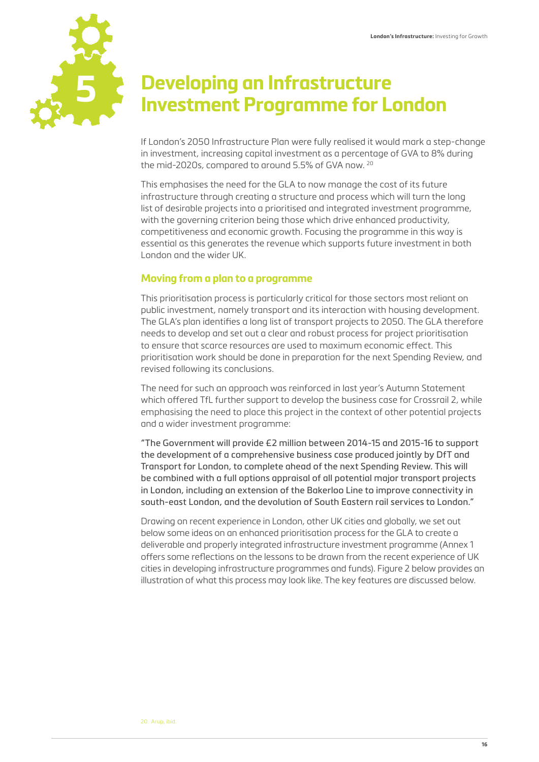# 5 Developing an Infrastructure Investment Programme for London

If London's 2050 Infrastructure Plan were fully realised it would mark a step-change in investment, increasing capital investment as a percentage of GVA to 8% during the mid-2020s, compared to around 5.5% of GVA now. [20]

This emphasises the need for the GLA to now manage the cost of its future infrastructure through creating a structure and process which will turn the long list of desirable projects into a prioritised and integrated investment programme, with the governing criterion being those which drive enhanced productivity, competitiveness and economic growth. Focusing the programme in this way is essential as this generates the revenue which supports future investment in both London and the wider UK.

## Moving from a plan to a programme

This prioritisation process is particularly critical for those sectors most reliant on public investment, namely transport and its interaction with housing development. The GLA's plan identifies a long list of transport projects to 2050. The GLA therefore needs to develop and set out a clear and robust process for project prioritisation to ensure that scarce resources are used to maximum economic effect. This prioritisation work should be done in preparation for the next Spending Review, and revised following its conclusions.

The need for such an approach was reinforced in last year's Autumn Statement which offered TfL further support to develop the business case for Crossrail 2, while emphasising the need to place this project in the context of other potential projects and a wider investment programme:

"The Government will provide £2 million between 2014-15 and 2015-16 to support the development of a comprehensive business case produced jointly by DfT and Transport for London, to complete ahead of the next Spending Review. This will be combined with a full options appraisal of all potential major transport projects in London, including an extension of the Bakerloo Line to improve connectivity in south-east London, and the devolution of South Eastern rail services to London."

Drawing on recent experience in London, other UK cities and globally, we set out below some ideas on an enhanced prioritisation process for the GLA to create a deliverable and properly integrated infrastructure investment programme (Annex 1 offers some reflections on the lessons to be drawn from the recent experience of UK cities in developing infrastructure programmes and funds). Figure 2 below provides an illustration of what this process may look like. The key features are discussed below.

20. Arup, ibid.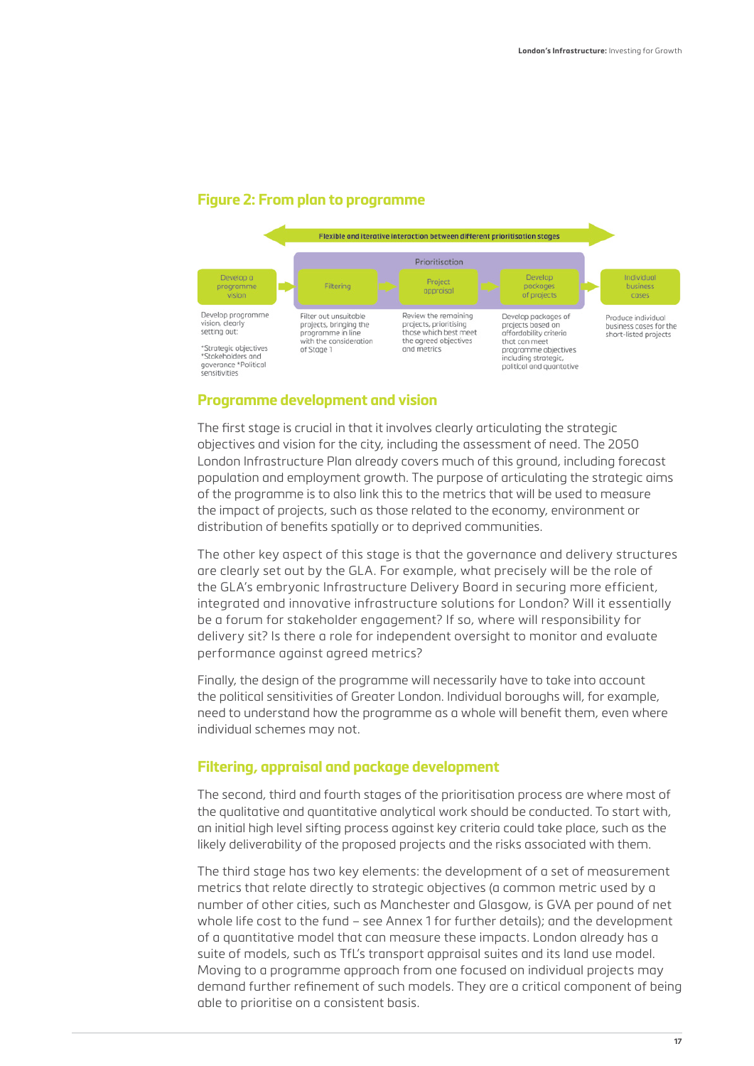## Figure 2: From plan to programme

Flexible and iterative interaction between different prioritisation stages

Prioritisation

| Develop a programme vision | Filtering | Project appraisal | Develop packages of projects | Individual business cases |
|---|---|---|---|---|
| Develop programme vision, clearly setting out: *Strategic objectives *Stakeholders and goverance *Political sensitivities | Filter out unsuitable projects, bringing the programme in line with the consideration of Stage 1 | Review the remaining projects, prioritising those which best meet the agreed objectives and metrics | Develop packages of projects based on affordability criteria that can meet programme objectives including strategic, political and quantative | Produce individual business cases for the short-listed projects |

## Programme development and vision

The first stage is crucial in that it involves clearly articulating the strategic objectives and vision for the city, including the assessment of need. The 2050 London Infrastructure Plan already covers much of this ground, including forecast population and employment growth. The purpose of articulating the strategic aims of the programme is to also link this to the metrics that will be used to measure the impact of projects, such as those related to the economy, environment or distribution of benefits spatially or to deprived communities.

The other key aspect of this stage is that the governance and delivery structures are clearly set out by the GLA. For example, what precisely will be the role of the GLA's embryonic Infrastructure Delivery Board in securing more efficient, integrated and innovative infrastructure solutions for London? Will it essentially be a forum for stakeholder engagement? If so, where will responsibility for delivery sit? Is there a role for independent oversight to monitor and evaluate performance against agreed metrics?

Finally, the design of the programme will necessarily have to take into account the political sensitivities of Greater London. Individual boroughs will, for example, need to understand how the programme as a whole will benefit them, even where individual schemes may not.

## Filtering, appraisal and package development

The second, third and fourth stages of the prioritisation process are where most of the qualitative and quantitative analytical work should be conducted. To start with, an initial high level sifting process against key criteria could take place, such as the likely deliverability of the proposed projects and the risks associated with them.

The third stage has two key elements: the development of a set of measurement metrics that relate directly to strategic objectives (a common metric used by a number of other cities, such as Manchester and Glasgow, is GVA per pound of net whole life cost to the fund – see Annex 1 for further details); and the development of a quantitative model that can measure these impacts. London already has a suite of models, such as TfL's transport appraisal suites and its land use model. Moving to a programme approach from one focused on individual projects may demand further refinement of such models. They are a critical component of being able to prioritise on a consistent basis.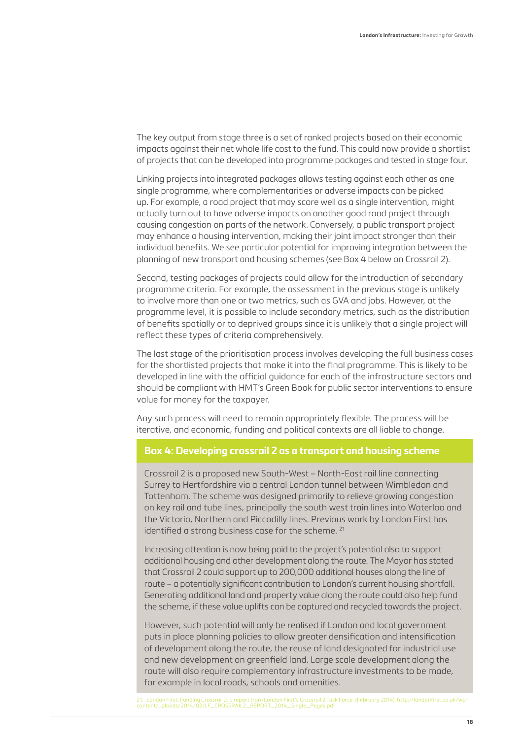The key output from stage three is a set of ranked projects based on their economic impacts against their net whole life cost to the fund. This could now provide a shortlist of projects that can be developed into programme packages and tested in stage four.

Linking projects into integrated packages allows testing against each other as one single programme, where complementarities or adverse impacts can be picked up. For example, a road project that may score well as a single intervention, might actually turn out to have adverse impacts on another good road project through causing congestion on parts of the network. Conversely, a public transport project may enhance a housing intervention, making their joint impact stronger than their individual benefits. We see particular potential for improving integration between the planning of new transport and housing schemes (see Box 4 below on Crossrail 2).

Second, testing packages of projects could allow for the introduction of secondary programme criteria. For example, the assessment in the previous stage is unlikely to involve more than one or two metrics, such as GVA and jobs. However, at the programme level, it is possible to include secondary metrics, such as the distribution of benefits spatially or to deprived groups since it is unlikely that a single project will reflect these types of criteria comprehensively.

The last stage of the prioritisation process involves developing the full business cases for the shortlisted projects that make it into the final programme. This is likely to be developed in line with the official guidance for each of the infrastructure sectors and should be compliant with HMT's Green Book for public sector interventions to ensure value for money for the taxpayer.

Any such process will need to remain appropriately flexible. The process will be iterative, and economic, funding and political contexts are all liable to change.

## Box 4: Developing crossrail 2 as a transport and housing scheme

Crossrail 2 is a proposed new South-West – North-East rail line connecting Surrey to Hertfordshire via a central London tunnel between Wimbledon and Tottenham. The scheme was designed primarily to relieve growing congestion on key rail and tube lines, principally the south west train lines into Waterloo and the Victoria, Northern and Piccadilly lines. Previous work by London First has identified a strong business case for the scheme. [21]

Increasing attention is now being paid to the project's potential also to support additional housing and other development along the route. The Mayor has stated that Crossrail 2 could support up to 200,000 additional houses along the line of route – a potentially significant contribution to London's current housing shortfall. Generating additional land and property value along the route could also help fund the scheme, if these value uplifts can be captured and recycled towards the project.

However, such potential will only be realised if London and local government puts in place planning policies to allow greater densification and intensification of development along the route, the reuse of land designated for industrial use and new development on greenfield land. Large scale development along the route will also require complementary infrastructure investments to be made, for example in local roads, schools and amenities.

21. London First, Funding Crossrail 2: a report from London First's Crossrail 2 Task Force, (February 2014). http://londonfirst.co.uk/wp-content/uploads/2014/02/LF_CROSSRAIL2_REPORT_2014_Single_Pages.pdf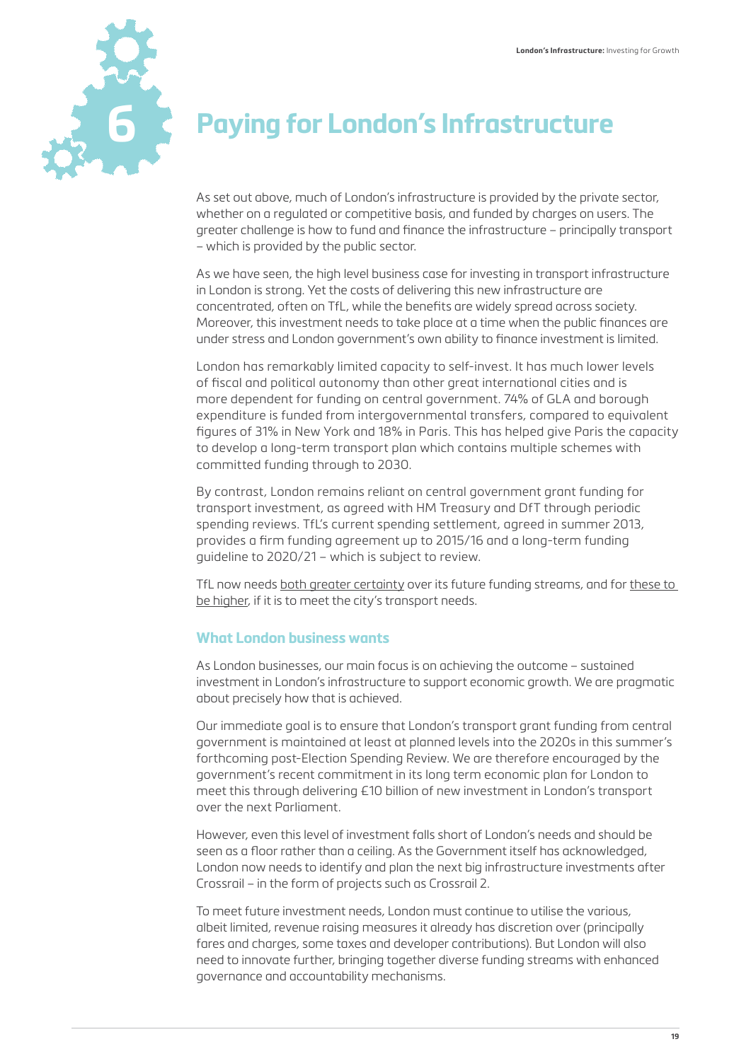# 6 Paying for London's Infrastructure

As set out above, much of London's infrastructure is provided by the private sector, whether on a regulated or competitive basis, and funded by charges on users. The greater challenge is how to fund and finance the infrastructure – principally transport – which is provided by the public sector.

As we have seen, the high level business case for investing in transport infrastructure in London is strong. Yet the costs of delivering this new infrastructure are concentrated, often on TfL, while the benefits are widely spread across society. Moreover, this investment needs to take place at a time when the public finances are under stress and London government's own ability to finance investment is limited.

London has remarkably limited capacity to self-invest. It has much lower levels of fiscal and political autonomy than other great international cities and is more dependent for funding on central government. 74% of GLA and borough expenditure is funded from intergovernmental transfers, compared to equivalent figures of 31% in New York and 18% in Paris. This has helped give Paris the capacity to develop a long-term transport plan which contains multiple schemes with committed funding through to 2030.

By contrast, London remains reliant on central government grant funding for transport investment, as agreed with HM Treasury and DfT through periodic spending reviews. TfL's current spending settlement, agreed in summer 2013, provides a firm funding agreement up to 2015/16 and a long-term funding guideline to 2020/21 – which is subject to review.

TfL now needs <u>both greater certainty</u> over its future funding streams, and for <u>these to be higher</u>, if it is to meet the city's transport needs.

## What London business wants

As London businesses, our main focus is on achieving the outcome – sustained investment in London's infrastructure to support economic growth. We are pragmatic about precisely how that is achieved.

Our immediate goal is to ensure that London's transport grant funding from central government is maintained at least at planned levels into the 2020s in this summer's forthcoming post-Election Spending Review. We are therefore encouraged by the government's recent commitment in its long term economic plan for London to meet this through delivering £10 billion of new investment in London's transport over the next Parliament.

However, even this level of investment falls short of London's needs and should be seen as a floor rather than a ceiling. As the Government itself has acknowledged, London now needs to identify and plan the next big infrastructure investments after Crossrail – in the form of projects such as Crossrail 2.

To meet future investment needs, London must continue to utilise the various, albeit limited, revenue raising measures it already has discretion over (principally fares and charges, some taxes and developer contributions). But London will also need to innovate further, bringing together diverse funding streams with enhanced governance and accountability mechanisms.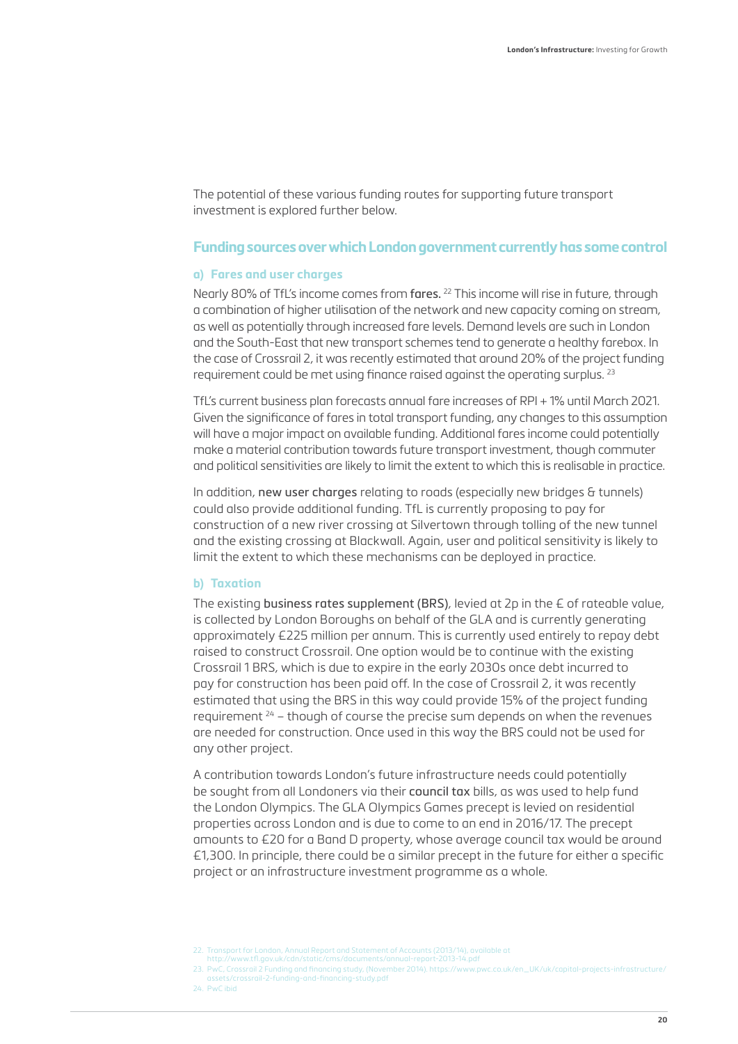The potential of these various funding routes for supporting future transport investment is explored further below.

## Funding sources over which London government currently has some control

### a) Fares and user charges

Nearly 80% of TfL's income comes from fares. [22] This income will rise in future, through a combination of higher utilisation of the network and new capacity coming on stream, as well as potentially through increased fare levels. Demand levels are such in London and the South-East that new transport schemes tend to generate a healthy farebox. In the case of Crossrail 2, it was recently estimated that around 20% of the project funding requirement could be met using finance raised against the operating surplus. [23]

TfL's current business plan forecasts annual fare increases of RPI + 1% until March 2021. Given the significance of fares in total transport funding, any changes to this assumption will have a major impact on available funding. Additional fares income could potentially make a material contribution towards future transport investment, though commuter and political sensitivities are likely to limit the extent to which this is realisable in practice.

In addition, new user charges relating to roads (especially new bridges & tunnels) could also provide additional funding. TfL is currently proposing to pay for construction of a new river crossing at Silvertown through tolling of the new tunnel and the existing crossing at Blackwall. Again, user and political sensitivity is likely to limit the extent to which these mechanisms can be deployed in practice.

### b) Taxation

The existing business rates supplement (BRS), levied at 2p in the £ of rateable value, is collected by London Boroughs on behalf of the GLA and is currently generating approximately £225 million per annum. This is currently used entirely to repay debt raised to construct Crossrail. One option would be to continue with the existing Crossrail 1 BRS, which is due to expire in the early 2030s once debt incurred to pay for construction has been paid off. In the case of Crossrail 2, it was recently estimated that using the BRS in this way could provide 15% of the project funding requirement [24] – though of course the precise sum depends on when the revenues are needed for construction. Once used in this way the BRS could not be used for any other project.

A contribution towards London's future infrastructure needs could potentially be sought from all Londoners via their council tax bills, as was used to help fund the London Olympics. The GLA Olympics Games precept is levied on residential properties across London and is due to come to an end in 2016/17. The precept amounts to £20 for a Band D property, whose average council tax would be around £1,300. In principle, there could be a similar precept in the future for either a specific project or an infrastructure investment programme as a whole.

22. Transport for London, Annual Report and Statement of Accounts (2013/14), available at http://www.tfl.gov.uk/cdn/static/cms/documents/annual-report-2013-14.pdf
23. PwC, Crossrail 2 Funding and financing study, (November 2014), https://www.pwc.co.uk/en_UK/uk/capital-projects-infrastructure/assets/crossrail-2-funding-and-financing-study.pdf
24. PwC ibid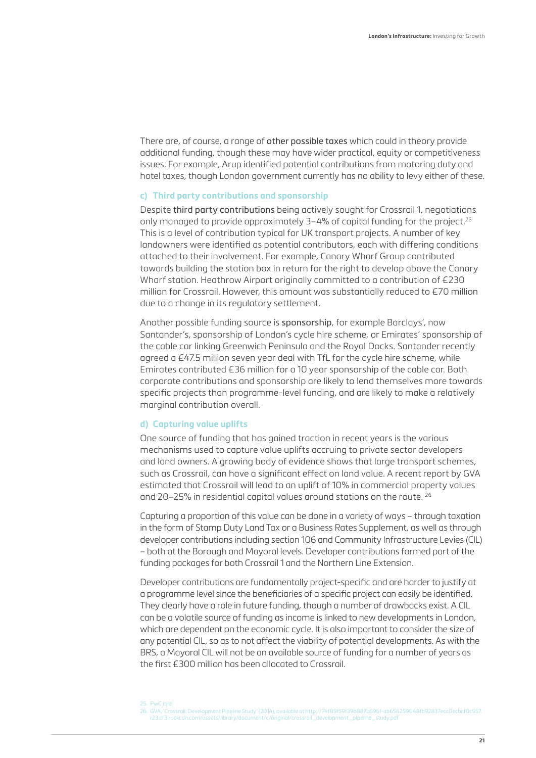There are, of course, a range of other possible taxes which could in theory provide additional funding, though these may have wider practical, equity or competitiveness issues. For example, Arup identified potential contributions from motoring duty and hotel taxes, though London government currently has no ability to levy either of these.

#### c) Third party contributions and sponsorship

Despite third party contributions being actively sought for Crossrail 1, negotiations only managed to provide approximately 3–4% of capital funding for the project.[25] This is a level of contribution typical for UK transport projects. A number of key landowners were identified as potential contributors, each with differing conditions attached to their involvement. For example, Canary Wharf Group contributed towards building the station box in return for the right to develop above the Canary Wharf station. Heathrow Airport originally committed to a contribution of £230 million for Crossrail. However, this amount was substantially reduced to £70 million due to a change in its regulatory settlement.

Another possible funding source is sponsorship, for example Barclays', now Santander's, sponsorship of London's cycle hire scheme, or Emirates' sponsorship of the cable car linking Greenwich Peninsula and the Royal Docks. Santander recently agreed a £47.5 million seven year deal with TfL for the cycle hire scheme, while Emirates contributed £36 million for a 10 year sponsorship of the cable car. Both corporate contributions and sponsorship are likely to lend themselves more towards specific projects than programme-level funding, and are likely to make a relatively marginal contribution overall.

#### d) Capturing value uplifts

One source of funding that has gained traction in recent years is the various mechanisms used to capture value uplifts accruing to private sector developers and land owners. A growing body of evidence shows that large transport schemes, such as Crossrail, can have a significant effect on land value. A recent report by GVA estimated that Crossrail will lead to an uplift of 10% in commercial property values and 20–25% in residential capital values around stations on the route.[26]

Capturing a proportion of this value can be done in a variety of ways – through taxation in the form of Stamp Duty Land Tax or a Business Rates Supplement, as well as through developer contributions including section 106 and Community Infrastructure Levies (CIL) – both at the Borough and Mayoral levels. Developer contributions formed part of the funding packages for both Crossrail 1 and the Northern Line Extension.

Developer contributions are fundamentally project-specific and are harder to justify at a programme level since the beneficiaries of a specific project can easily be identified. They clearly have a role in future funding, though a number of drawbacks exist. A CIL can be a volatile source of funding as income is linked to new developments in London, which are dependent on the economic cycle. It is also important to consider the size of any potential CIL, so as to not affect the viability of potential developments. As with the BRS, a Mayoral CIL will not be an available source of funding for a number of years as the first £300 million has been allocated to Crossrail.

25. PwC ibid

26. GVA, 'Crossrail: Development Pipeline Study' (2014), available at http://74f85f59f39b887b696f-ab656259048fb92837ecc0ecbcf0c557.r23.cf3.rackcdn.com/assets/library/document/c/original/crossrail_development_pipeline_study.pdf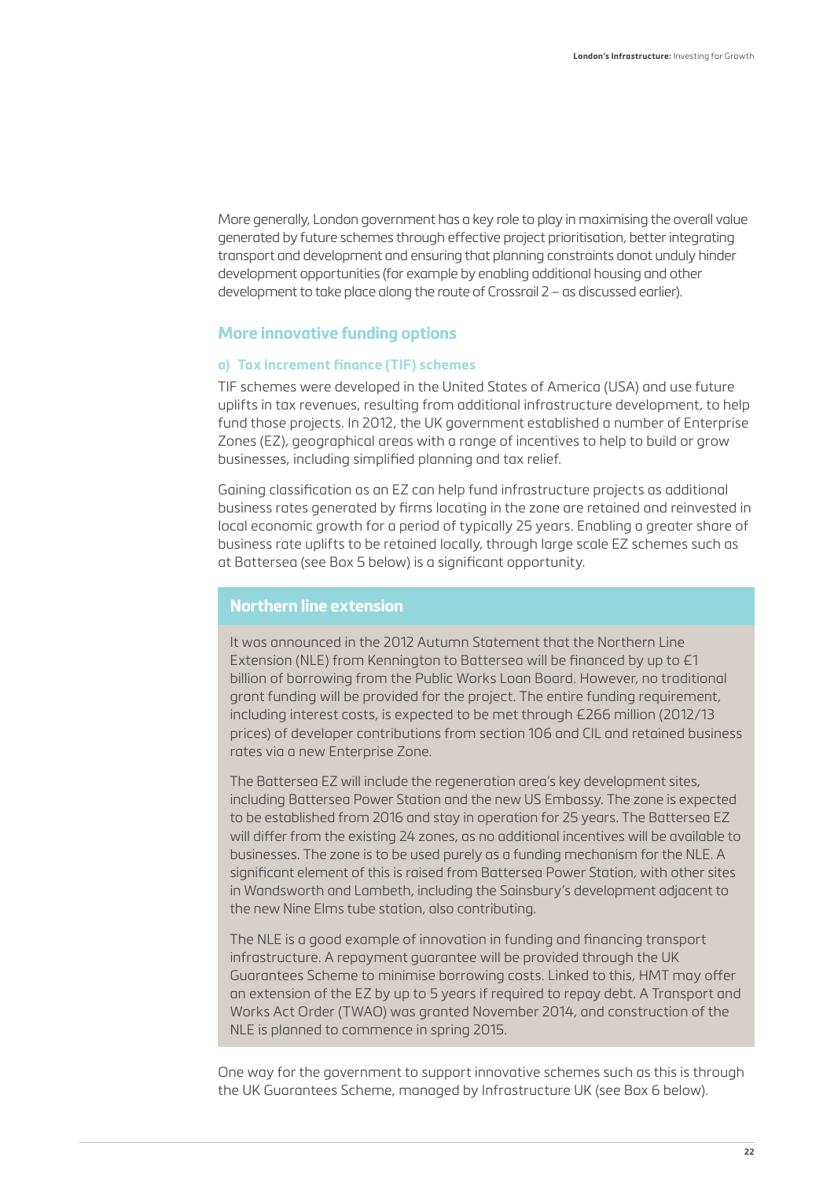More generally, London government has a key role to play in maximising the overall value generated by future schemes through effective project prioritisation, better integrating transport and development and ensuring that planning constraints donot unduly hinder development opportunities (for example by enabling additional housing and other development to take place along the route of Crossrail 2 – as discussed earlier).

## More innovative funding options

### a) Tax increment finance (TIF) schemes

TIF schemes were developed in the United States of America (USA) and use future uplifts in tax revenues, resulting from additional infrastructure development, to help fund those projects. In 2012, the UK government established a number of Enterprise Zones (EZ), geographical areas with a range of incentives to help to build or grow businesses, including simplified planning and tax relief.

Gaining classification as an EZ can help fund infrastructure projects as additional business rates generated by firms locating in the zone are retained and reinvested in local economic growth for a period of typically 25 years. Enabling a greater share of business rate uplifts to be retained locally, through large scale EZ schemes such as at Battersea (see Box 5 below) is a significant opportunity.

### Northern line extension

It was announced in the 2012 Autumn Statement that the Northern Line Extension (NLE) from Kennington to Battersea will be financed by up to £1 billion of borrowing from the Public Works Loan Board. However, no traditional grant funding will be provided for the project. The entire funding requirement, including interest costs, is expected to be met through £266 million (2012/13 prices) of developer contributions from section 106 and CIL and retained business rates via a new Enterprise Zone.

The Battersea EZ will include the regeneration area's key development sites, including Battersea Power Station and the new US Embassy. The zone is expected to be established from 2016 and stay in operation for 25 years. The Battersea EZ will differ from the existing 24 zones, as no additional incentives will be available to businesses. The zone is to be used purely as a funding mechanism for the NLE. A significant element of this is raised from Battersea Power Station, with other sites in Wandsworth and Lambeth, including the Sainsbury's development adjacent to the new Nine Elms tube station, also contributing.

The NLE is a good example of innovation in funding and financing transport infrastructure. A repayment guarantee will be provided through the UK Guarantees Scheme to minimise borrowing costs. Linked to this, HMT may offer an extension of the EZ by up to 5 years if required to repay debt. A Transport and Works Act Order (TWAO) was granted November 2014, and construction of the NLE is planned to commence in spring 2015.

One way for the government to support innovative schemes such as this is through the UK Guarantees Scheme, managed by Infrastructure UK (see Box 6 below).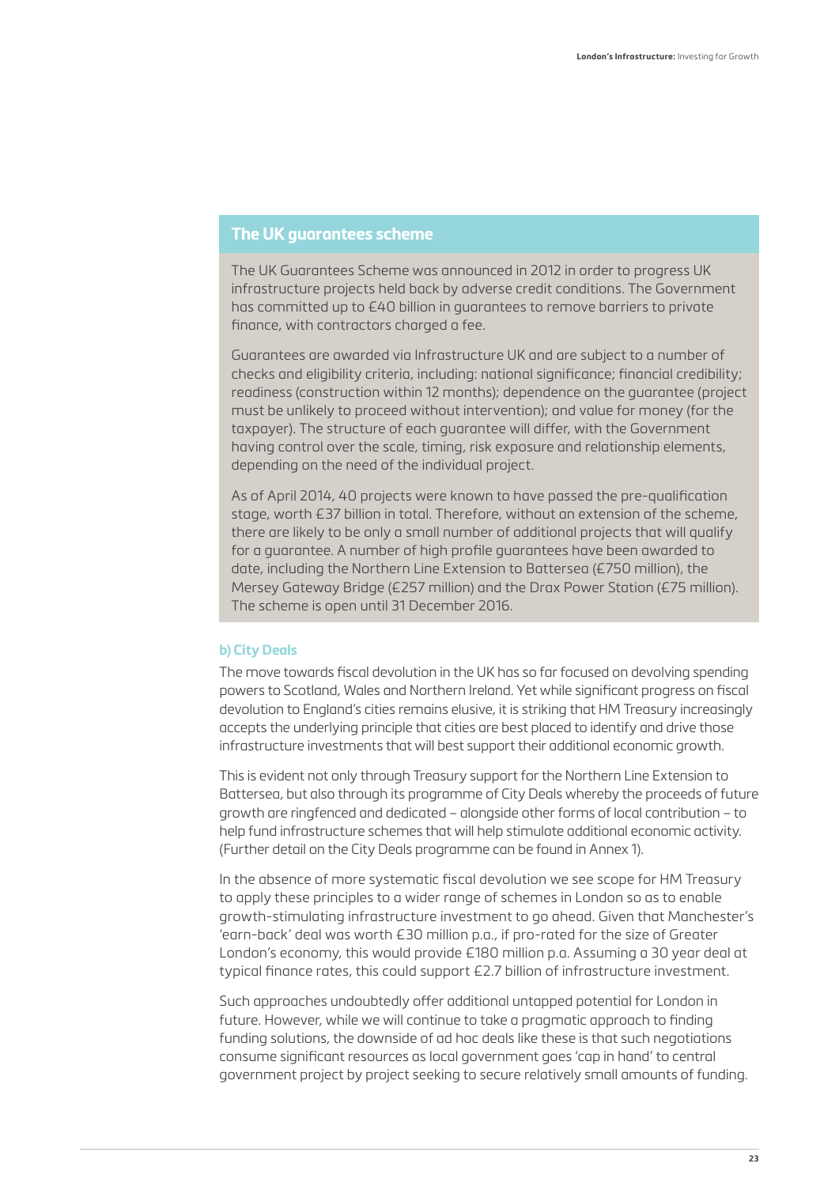## The UK guarantees scheme

The UK Guarantees Scheme was announced in 2012 in order to progress UK infrastructure projects held back by adverse credit conditions. The Government has committed up to £40 billion in guarantees to remove barriers to private finance, with contractors charged a fee.

Guarantees are awarded via Infrastructure UK and are subject to a number of checks and eligibility criteria, including: national significance; financial credibility; readiness (construction within 12 months); dependence on the guarantee (project must be unlikely to proceed without intervention); and value for money (for the taxpayer). The structure of each guarantee will differ, with the Government having control over the scale, timing, risk exposure and relationship elements, depending on the need of the individual project.

As of April 2014, 40 projects were known to have passed the pre-qualification stage, worth £37 billion in total. Therefore, without an extension of the scheme, there are likely to be only a small number of additional projects that will qualify for a guarantee. A number of high profile guarantees have been awarded to date, including the Northern Line Extension to Battersea (£750 million), the Mersey Gateway Bridge (£257 million) and the Drax Power Station (£75 million). The scheme is open until 31 December 2016.

### b) City Deals

The move towards fiscal devolution in the UK has so far focused on devolving spending powers to Scotland, Wales and Northern Ireland. Yet while significant progress on fiscal devolution to England's cities remains elusive, it is striking that HM Treasury increasingly accepts the underlying principle that cities are best placed to identify and drive those infrastructure investments that will best support their additional economic growth.

This is evident not only through Treasury support for the Northern Line Extension to Battersea, but also through its programme of City Deals whereby the proceeds of future growth are ringfenced and dedicated – alongside other forms of local contribution – to help fund infrastructure schemes that will help stimulate additional economic activity. (Further detail on the City Deals programme can be found in Annex 1).

In the absence of more systematic fiscal devolution we see scope for HM Treasury to apply these principles to a wider range of schemes in London so as to enable growth-stimulating infrastructure investment to go ahead. Given that Manchester's 'earn-back' deal was worth £30 million p.a., if pro-rated for the size of Greater London's economy, this would provide £180 million p.a. Assuming a 30 year deal at typical finance rates, this could support £2.7 billion of infrastructure investment.

Such approaches undoubtedly offer additional untapped potential for London in future. However, while we will continue to take a pragmatic approach to finding funding solutions, the downside of ad hoc deals like these is that such negotiations consume significant resources as local government goes 'cap in hand' to central government project by project seeking to secure relatively small amounts of funding.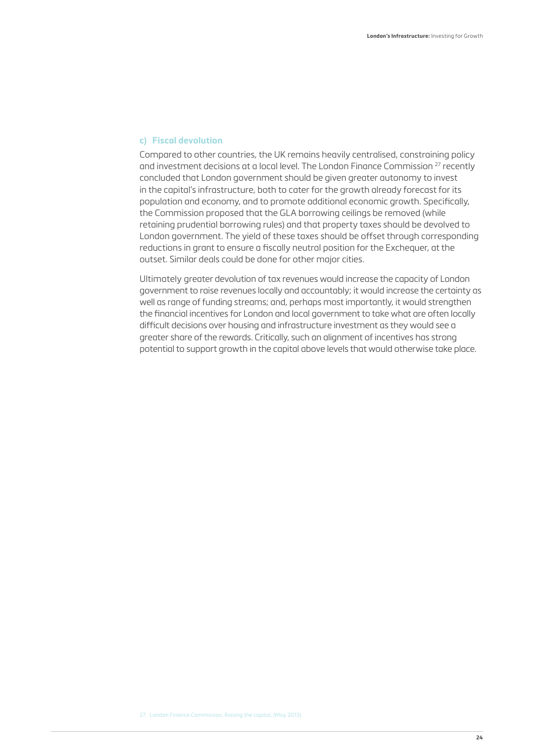### c) Fiscal devolution

Compared to other countries, the UK remains heavily centralised, constraining policy and investment decisions at a local level. The London Finance Commission [27] recently concluded that London government should be given greater autonomy to invest in the capital's infrastructure, both to cater for the growth already forecast for its population and economy, and to promote additional economic growth. Specifically, the Commission proposed that the GLA borrowing ceilings be removed (while retaining prudential borrowing rules) and that property taxes should be devolved to London government. The yield of these taxes should be offset through corresponding reductions in grant to ensure a fiscally neutral position for the Exchequer, at the outset. Similar deals could be done for other major cities.

Ultimately greater devolution of tax revenues would increase the capacity of London government to raise revenues locally and accountably; it would increase the certainty as well as range of funding streams; and, perhaps most importantly, it would strengthen the financial incentives for London and local government to take what are often locally difficult decisions over housing and infrastructure investment as they would see a greater share of the rewards. Critically, such an alignment of incentives has strong potential to support growth in the capital above levels that would otherwise take place.

27. London Finance Commission, Raising the capital, (May 2013).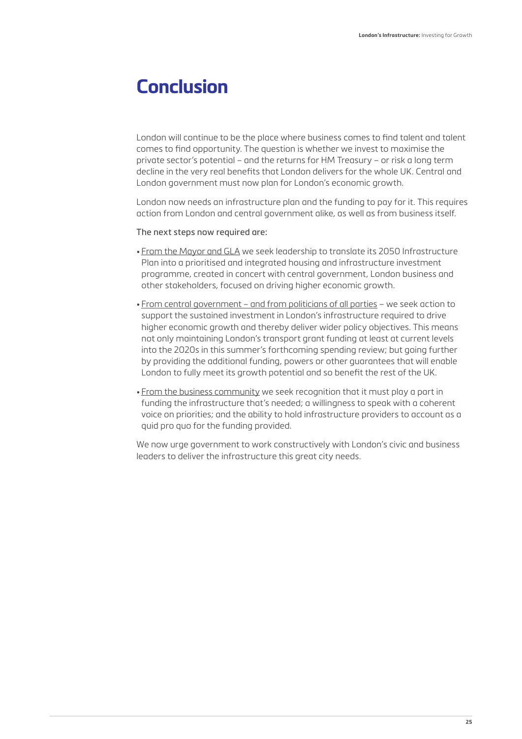# Conclusion

London will continue to be the place where business comes to find talent and talent comes to find opportunity. The question is whether we invest to maximise the private sector's potential – and the returns for HM Treasury – or risk a long term decline in the very real benefits that London delivers for the whole UK. Central and London government must now plan for London's economic growth.

London now needs an infrastructure plan and the funding to pay for it. This requires action from London and central government alike, as well as from business itself.

The next steps now required are:

- From the Mayor and GLA we seek leadership to translate its 2050 Infrastructure Plan into a prioritised and integrated housing and infrastructure investment programme, created in concert with central government, London business and other stakeholders, focused on driving higher economic growth.
- From central government – and from politicians of all parties – we seek action to support the sustained investment in London's infrastructure required to drive higher economic growth and thereby deliver wider policy objectives. This means not only maintaining London's transport grant funding at least at current levels into the 2020s in this summer's forthcoming spending review; but going further by providing the additional funding, powers or other guarantees that will enable London to fully meet its growth potential and so benefit the rest of the UK.
- From the business community we seek recognition that it must play a part in funding the infrastructure that's needed; a willingness to speak with a coherent voice on priorities; and the ability to hold infrastructure providers to account as a quid pro quo for the funding provided.

We now urge government to work constructively with London's civic and business leaders to deliver the infrastructure this great city needs.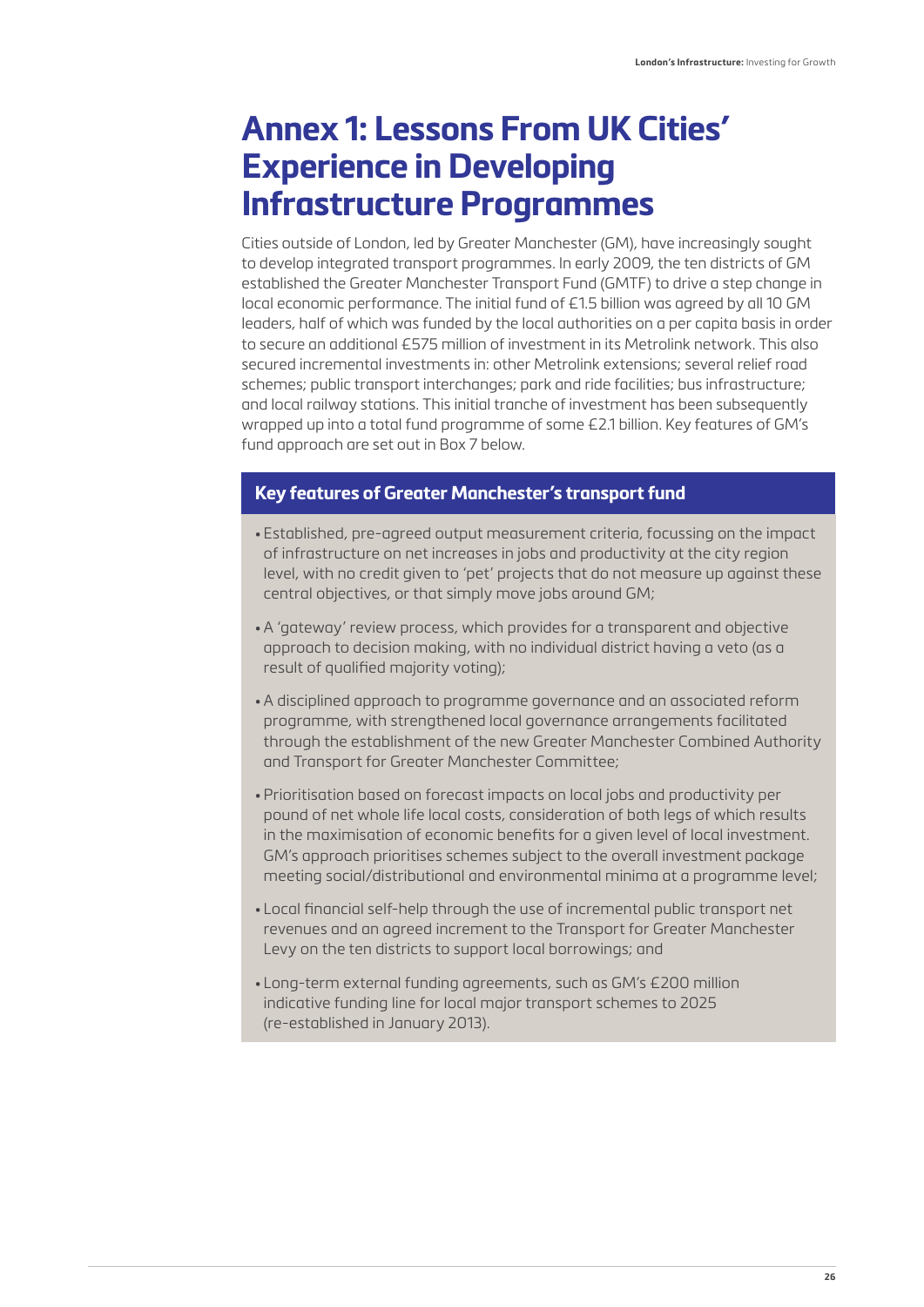# Annex 1: Lessons From UK Cities' Experience in Developing Infrastructure Programmes

Cities outside of London, led by Greater Manchester (GM), have increasingly sought to develop integrated transport programmes. In early 2009, the ten districts of GM established the Greater Manchester Transport Fund (GMTF) to drive a step change in local economic performance. The initial fund of £1.5 billion was agreed by all 10 GM leaders, half of which was funded by the local authorities on a per capita basis in order to secure an additional £575 million of investment in its Metrolink network. This also secured incremental investments in: other Metrolink extensions; several relief road schemes; public transport interchanges; park and ride facilities; bus infrastructure; and local railway stations. This initial tranche of investment has been subsequently wrapped up into a total fund programme of some £2.1 billion. Key features of GM's fund approach are set out in Box 7 below.

### Key features of Greater Manchester's transport fund

- Established, pre-agreed output measurement criteria, focussing on the impact of infrastructure on net increases in jobs and productivity at the city region level, with no credit given to 'pet' projects that do not measure up against these central objectives, or that simply move jobs around GM;
- A 'gateway' review process, which provides for a transparent and objective approach to decision making, with no individual district having a veto (as a result of qualified majority voting);
- A disciplined approach to programme governance and an associated reform programme, with strengthened local governance arrangements facilitated through the establishment of the new Greater Manchester Combined Authority and Transport for Greater Manchester Committee;
- Prioritisation based on forecast impacts on local jobs and productivity per pound of net whole life local costs, consideration of both legs of which results in the maximisation of economic benefits for a given level of local investment. GM's approach prioritises schemes subject to the overall investment package meeting social/distributional and environmental minima at a programme level;
- Local financial self-help through the use of incremental public transport net revenues and an agreed increment to the Transport for Greater Manchester Levy on the ten districts to support local borrowings; and
- Long-term external funding agreements, such as GM's £200 million indicative funding line for local major transport schemes to 2025 (re-established in January 2013).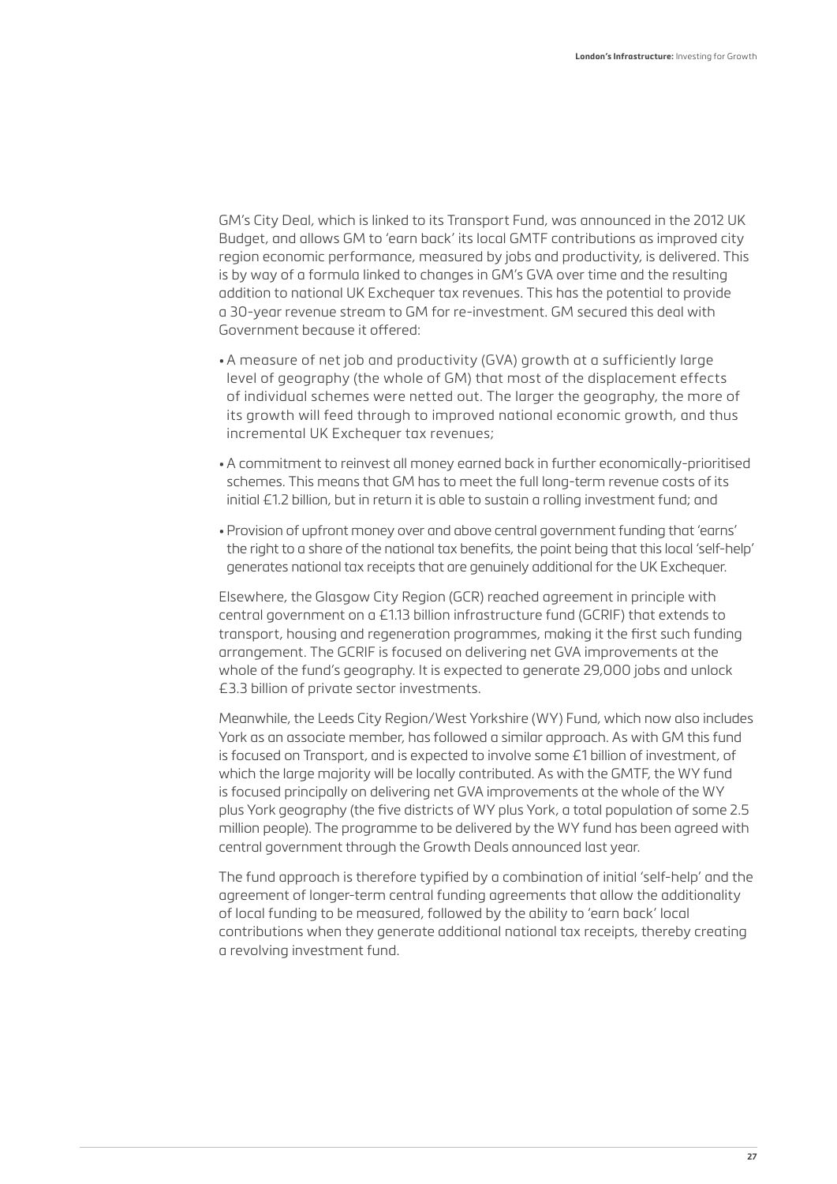GM's City Deal, which is linked to its Transport Fund, was announced in the 2012 UK Budget, and allows GM to 'earn back' its local GMTF contributions as improved city region economic performance, measured by jobs and productivity, is delivered. This is by way of a formula linked to changes in GM's GVA over time and the resulting addition to national UK Exchequer tax revenues. This has the potential to provide a 30-year revenue stream to GM for re-investment. GM secured this deal with Government because it offered:

- A measure of net job and productivity (GVA) growth at a sufficiently large level of geography (the whole of GM) that most of the displacement effects of individual schemes were netted out. The larger the geography, the more of its growth will feed through to improved national economic growth, and thus incremental UK Exchequer tax revenues;
- A commitment to reinvest all money earned back in further economically-prioritised schemes. This means that GM has to meet the full long-term revenue costs of its initial £1.2 billion, but in return it is able to sustain a rolling investment fund; and
- Provision of upfront money over and above central government funding that 'earns' the right to a share of the national tax benefits, the point being that this local 'self-help' generates national tax receipts that are genuinely additional for the UK Exchequer.

Elsewhere, the Glasgow City Region (GCR) reached agreement in principle with central government on a £1.13 billion infrastructure fund (GCRIF) that extends to transport, housing and regeneration programmes, making it the first such funding arrangement. The GCRIF is focused on delivering net GVA improvements at the whole of the fund's geography. It is expected to generate 29,000 jobs and unlock £3.3 billion of private sector investments.

Meanwhile, the Leeds City Region/West Yorkshire (WY) Fund, which now also includes York as an associate member, has followed a similar approach. As with GM this fund is focused on Transport, and is expected to involve some £1 billion of investment, of which the large majority will be locally contributed. As with the GMTF, the WY fund is focused principally on delivering net GVA improvements at the whole of the WY plus York geography (the five districts of WY plus York, a total population of some 2.5 million people). The programme to be delivered by the WY fund has been agreed with central government through the Growth Deals announced last year.

The fund approach is therefore typified by a combination of initial 'self-help' and the agreement of longer-term central funding agreements that allow the additionality of local funding to be measured, followed by the ability to 'earn back' local contributions when they generate additional national tax receipts, thereby creating a revolving investment fund.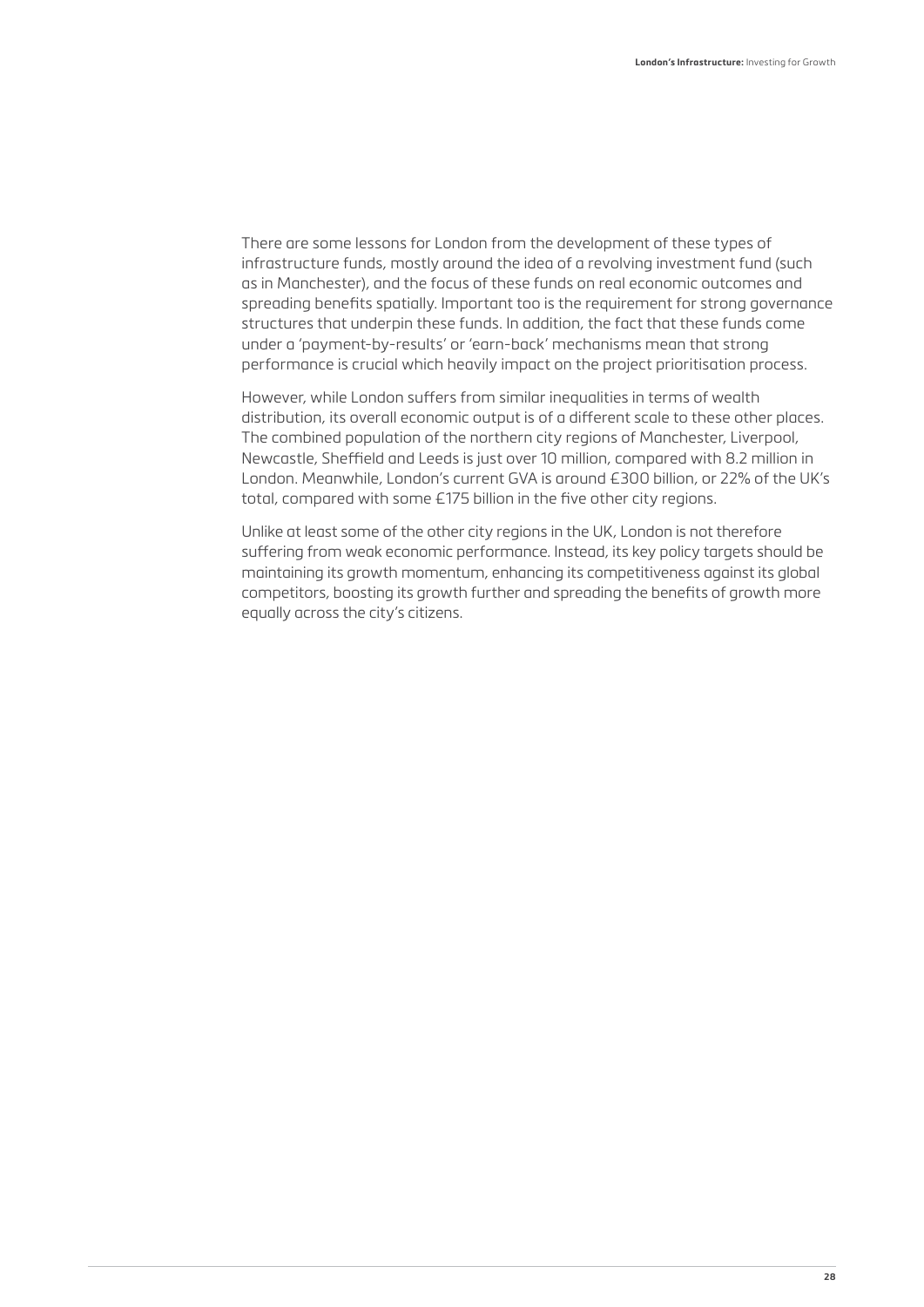There are some lessons for London from the development of these types of infrastructure funds, mostly around the idea of a revolving investment fund (such as in Manchester), and the focus of these funds on real economic outcomes and spreading benefits spatially. Important too is the requirement for strong governance structures that underpin these funds. In addition, the fact that these funds come under a 'payment-by-results' or 'earn-back' mechanisms mean that strong performance is crucial which heavily impact on the project prioritisation process.

However, while London suffers from similar inequalities in terms of wealth distribution, its overall economic output is of a different scale to these other places. The combined population of the northern city regions of Manchester, Liverpool, Newcastle, Sheffield and Leeds is just over 10 million, compared with 8.2 million in London. Meanwhile, London's current GVA is around £300 billion, or 22% of the UK's total, compared with some £175 billion in the five other city regions.

Unlike at least some of the other city regions in the UK, London is not therefore suffering from weak economic performance. Instead, its key policy targets should be maintaining its growth momentum, enhancing its competitiveness against its global competitors, boosting its growth further and spreading the benefits of growth more equally across the city's citizens.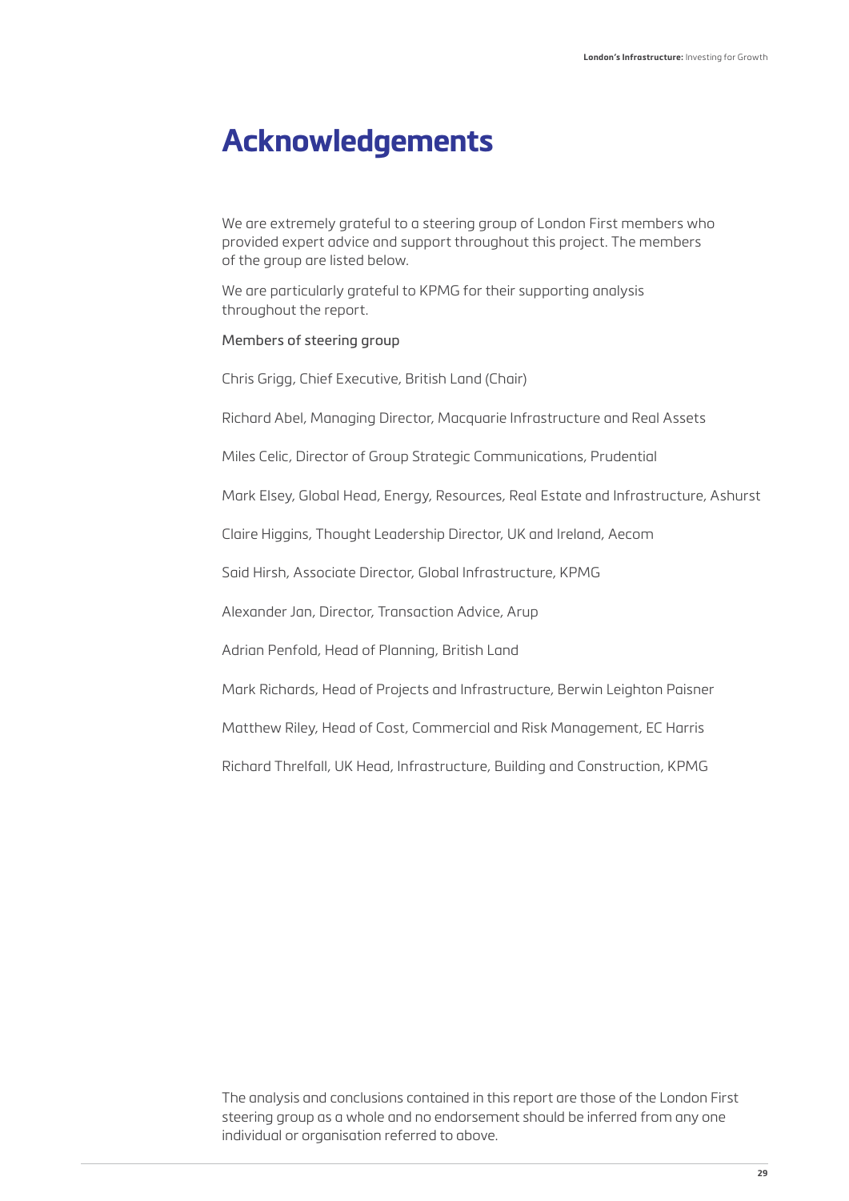# Acknowledgements

We are extremely grateful to a steering group of London First members who provided expert advice and support throughout this project. The members of the group are listed below.

We are particularly grateful to KPMG for their supporting analysis throughout the report.

Members of steering group

Chris Grigg, Chief Executive, British Land (Chair)

Richard Abel, Managing Director, Macquarie Infrastructure and Real Assets

Miles Celic, Director of Group Strategic Communications, Prudential

Mark Elsey, Global Head, Energy, Resources, Real Estate and Infrastructure, Ashurst

Claire Higgins, Thought Leadership Director, UK and Ireland, Aecom

Said Hirsh, Associate Director, Global Infrastructure, KPMG

Alexander Jan, Director, Transaction Advice, Arup

Adrian Penfold, Head of Planning, British Land

Mark Richards, Head of Projects and Infrastructure, Berwin Leighton Paisner

Matthew Riley, Head of Cost, Commercial and Risk Management, EC Harris

Richard Threlfall, UK Head, Infrastructure, Building and Construction, KPMG

The analysis and conclusions contained in this report are those of the London First steering group as a whole and no endorsement should be inferred from any one individual or organisation referred to above.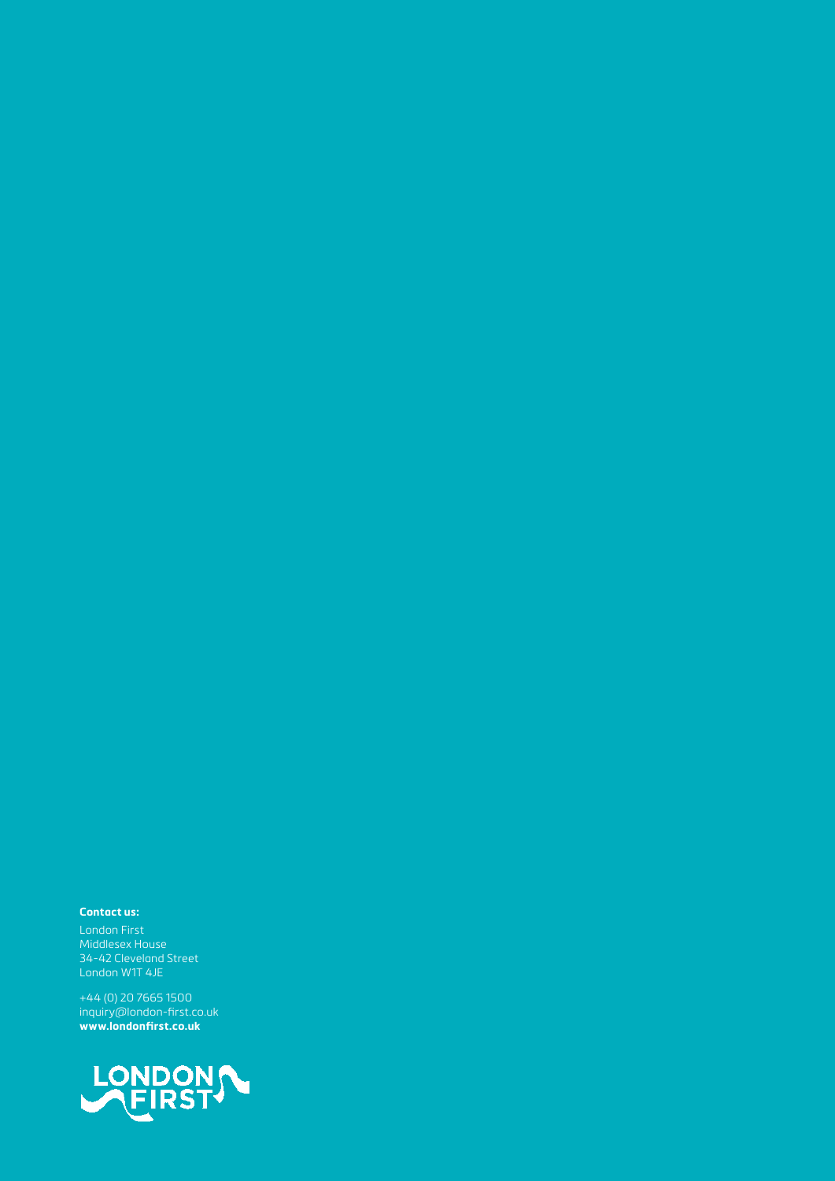**Contact us:**

London First
Middlesex House
34-42 Cleveland Street
London W1T 4JE

+44 (0) 20 7665 1500
inquiry@london-first.co.uk
**www.londonfirst.co.uk**

LONDON FIRST